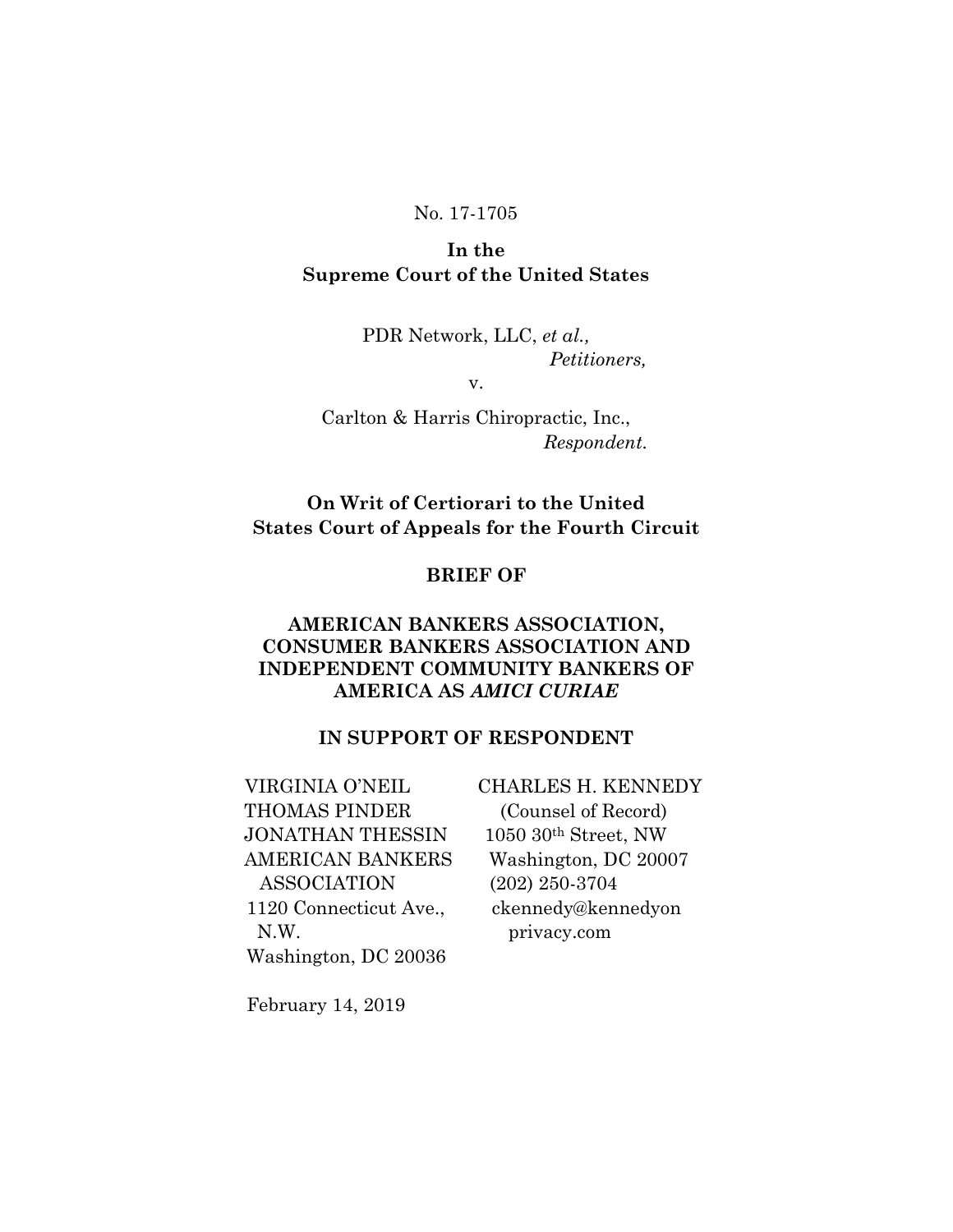No. 17-1705

**In the**
**Supreme Court of the United States**

PDR Network, LLC, *et al.,*
*Petitioners,*

v.

Carlton & Harris Chiropractic, Inc.,
*Respondent.*

**On Writ of Certiorari to the United States Court of Appeals for the Fourth Circuit**

**BRIEF OF**

**AMERICAN BANKERS ASSOCIATION, CONSUMER BANKERS ASSOCIATION AND INDEPENDENT COMMUNITY BANKERS OF AMERICA AS *AMICI CURIAE***

**IN SUPPORT OF RESPONDENT**

VIRGINIA O'NEIL
THOMAS PINDER
JONATHAN THESSIN
AMERICAN BANKERS ASSOCIATION
1120 Connecticut Ave., N.W.
Washington, DC 20036

CHARLES H. KENNEDY
(Counsel of Record)
1050 30th Street, NW
Washington, DC 20007
(202) 250-3704
ckennedy@kennedyonprivacy.com

February 14, 2019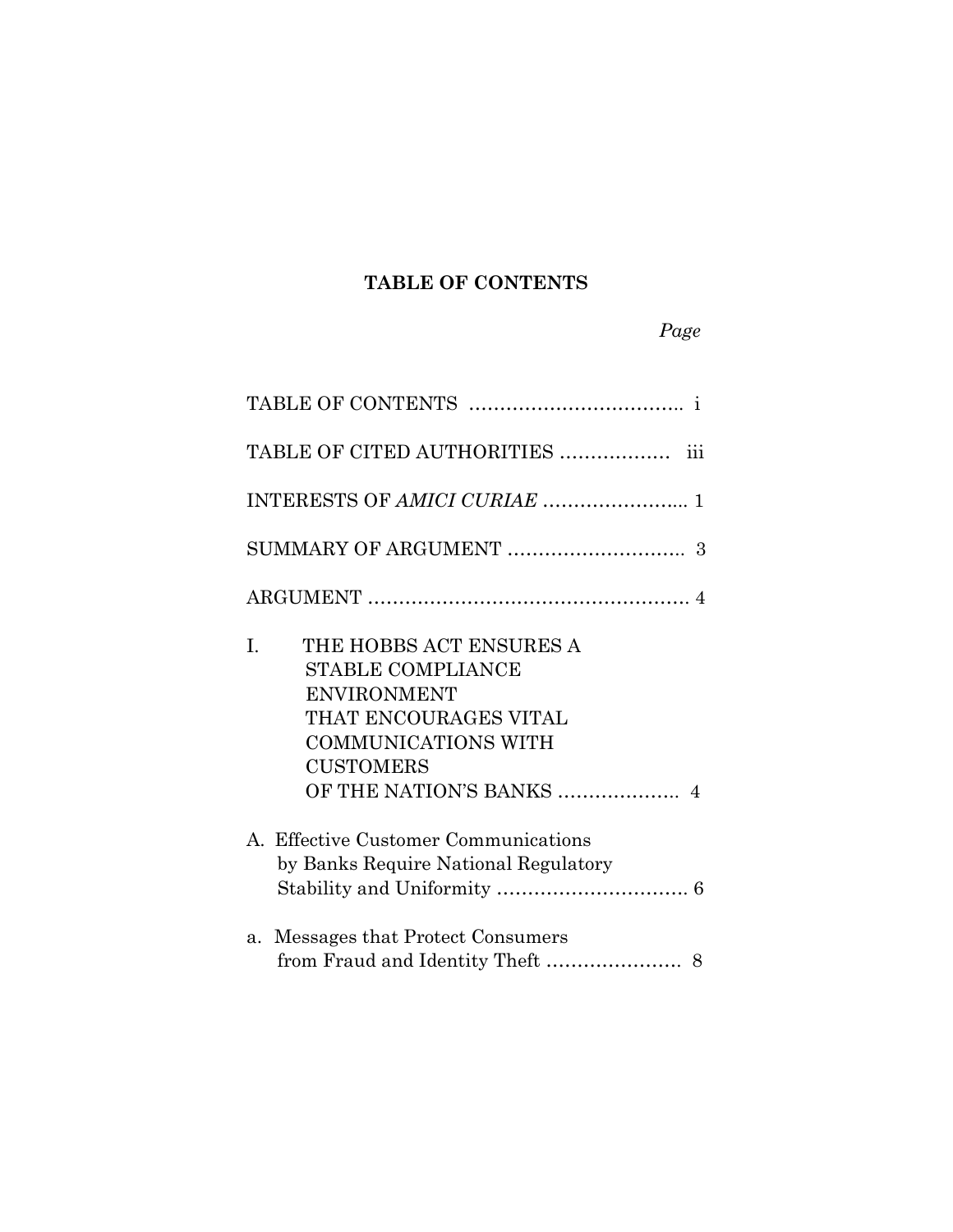**TABLE OF CONTENTS**

*Page*

TABLE OF CONTENTS .................................. i

TABLE OF CITED AUTHORITIES .................. iii

INTERESTS OF *AMICI CURIAE* ........................ 1

SUMMARY OF ARGUMENT ............................ 3

ARGUMENT .................................................. 4

I. THE HOBBS ACT ENSURES A STABLE COMPLIANCE ENVIRONMENT THAT ENCOURAGES VITAL COMMUNICATIONS WITH CUSTOMERS OF THE NATION'S BANKS .................... 4

A. Effective Customer Communications by Banks Require National Regulatory Stability and Uniformity ............................... 6

a. Messages that Protect Consumers from Fraud and Identity Theft ...................... 8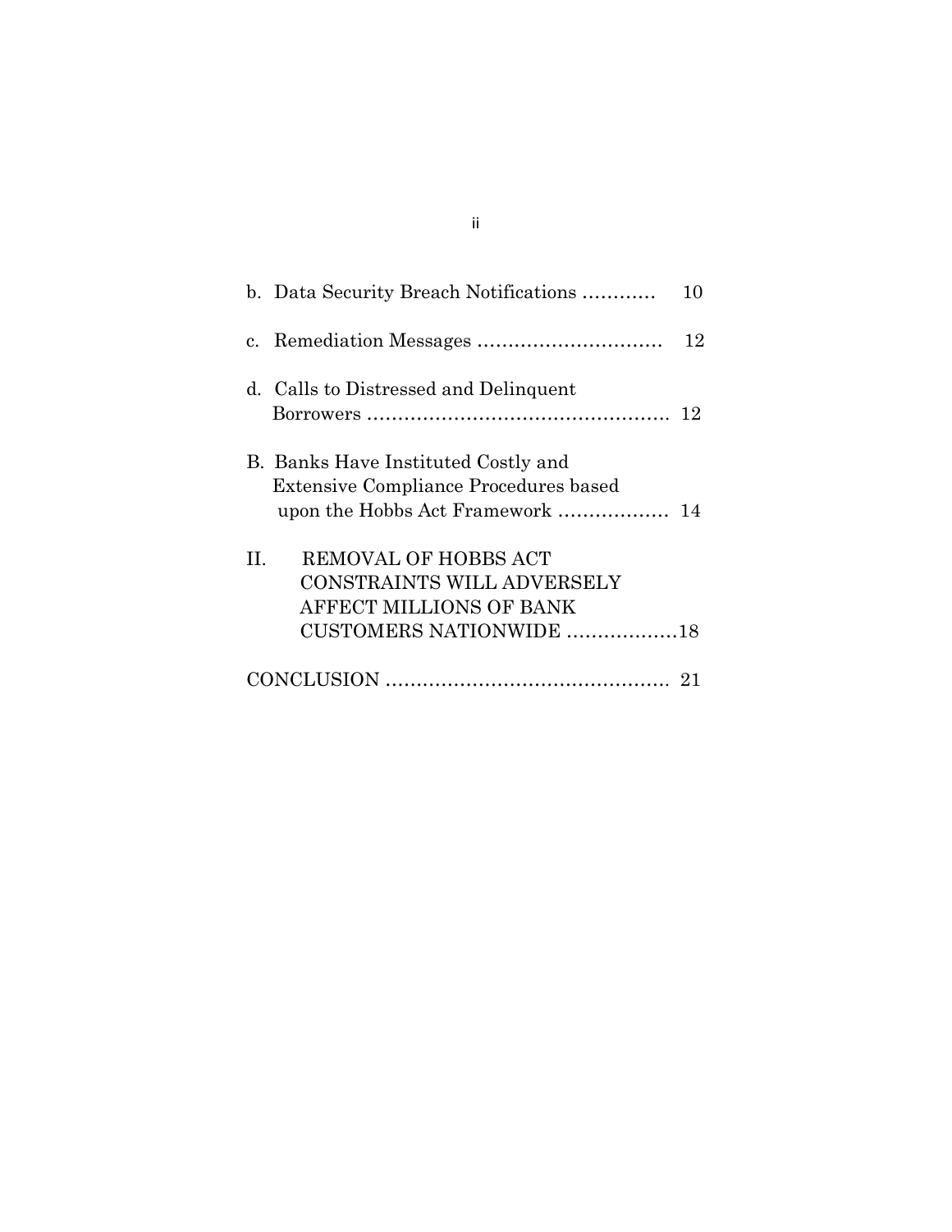b. Data Security Breach Notifications ............ 10

c. Remediation Messages .............................. 12

d. Calls to Distressed and Delinquent Borrowers ................................................ 12

B. Banks Have Instituted Costly and Extensive Compliance Procedures based upon the Hobbs Act Framework .................. 14

II. REMOVAL OF HOBBS ACT CONSTRAINTS WILL ADVERSELY AFFECT MILLIONS OF BANK CUSTOMERS NATIONWIDE ..................18

CONCLUSION ............................................. 21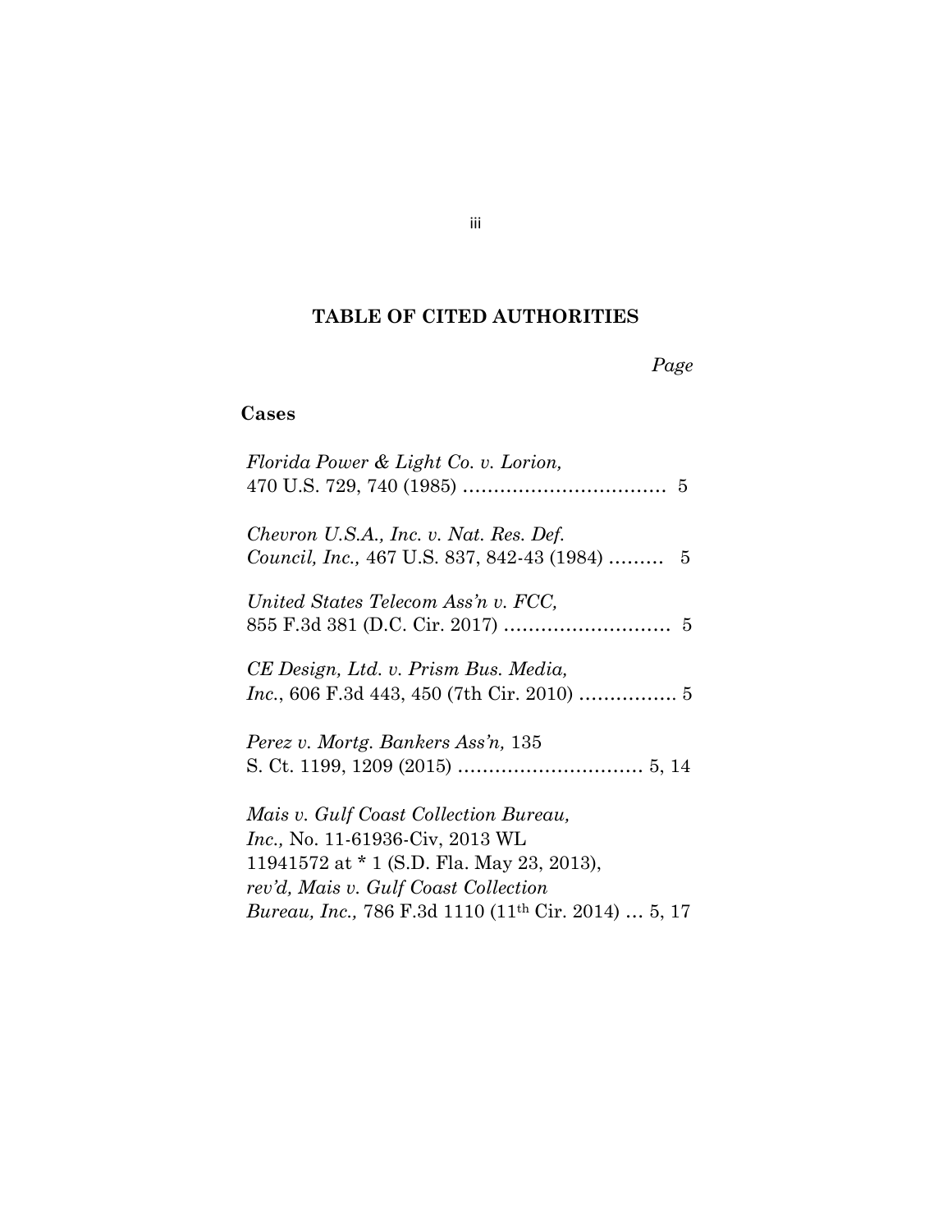## TABLE OF CITED AUTHORITIES

*Page*

### Cases

*Florida Power & Light Co. v. Lorion,* 470 U.S. 729, 740 (1985) ................................ 5

*Chevron U.S.A., Inc. v. Nat. Res. Def. Council, Inc.,* 467 U.S. 837, 842-43 (1984) ......... 5

*United States Telecom Ass'n v. FCC,* 855 F.3d 381 (D.C. Cir. 2017) .......................... 5

*CE Design, Ltd. v. Prism Bus. Media, Inc.*, 606 F.3d 443, 450 (7th Cir. 2010) ................ 5

*Perez v. Mortg. Bankers Ass'n,* 135 S. Ct. 1199, 1209 (2015) .............................. 5, 14

*Mais v. Gulf Coast Collection Bureau, Inc.,* No. 11-61936-Civ, 2013 WL 11941572 at * 1 (S.D. Fla. May 23, 2013), *rev'd, Mais v. Gulf Coast Collection Bureau, Inc.,* 786 F.3d 1110 (11th Cir. 2014) ... 5, 17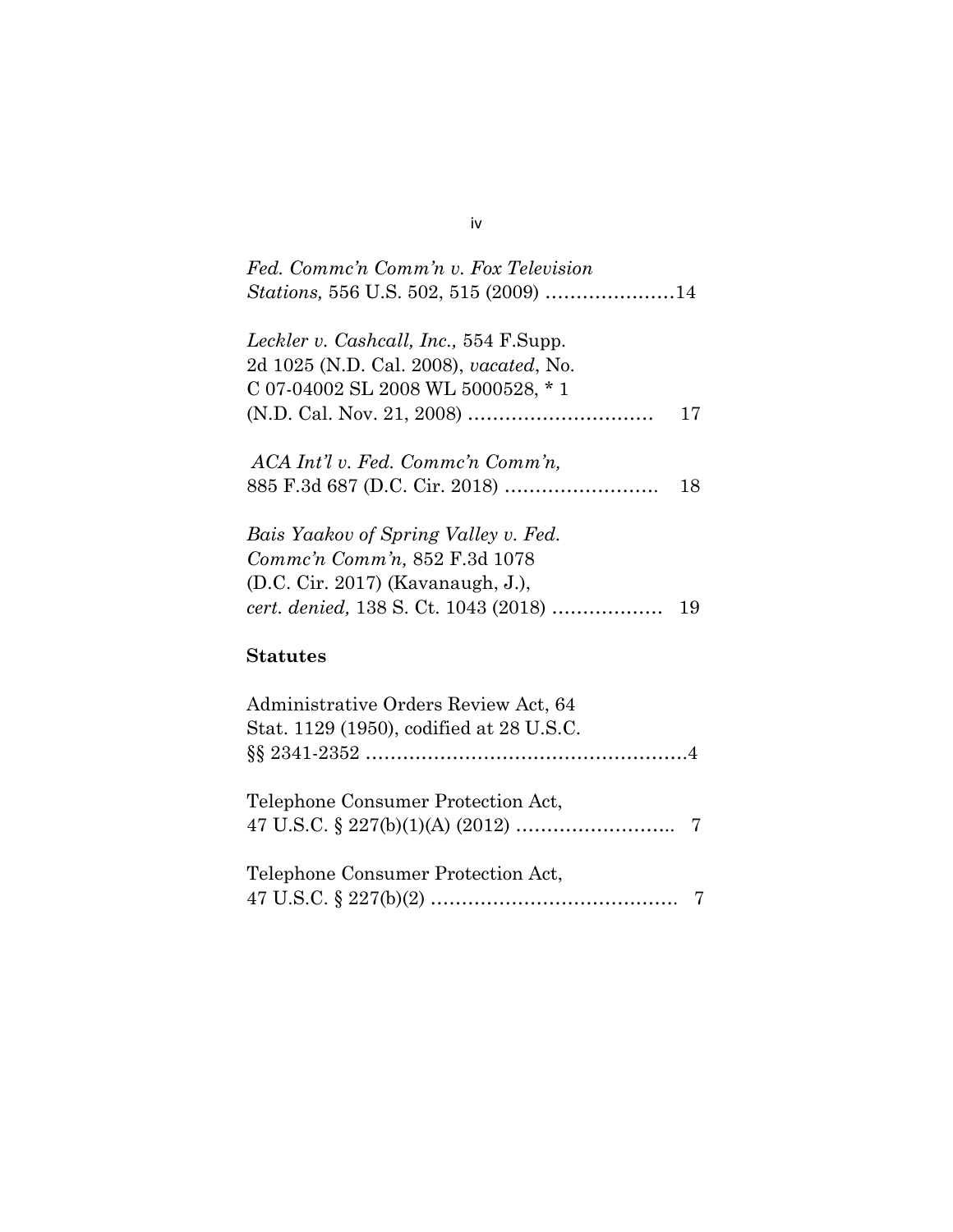*Fed. Commc'n Comm'n v. Fox Television Stations,* 556 U.S. 502, 515 (2009) …………………14

*Leckler v. Cashcall, Inc.,* 554 F.Supp. 2d 1025 (N.D. Cal. 2008), *vacated*, No. C 07-04002 SL 2008 WL 5000528, * 1 (N.D. Cal. Nov. 21, 2008) ………………………… 17

*ACA Int'l v. Fed. Commc'n Comm'n,* 885 F.3d 687 (D.C. Cir. 2018) ……………………. 18

*Bais Yaakov of Spring Valley v. Fed. Commc'n Comm'n,* 852 F.3d 1078 (D.C. Cir. 2017) (Kavanaugh, J.), *cert. denied,* 138 S. Ct. 1043 (2018) ……………… 19

**Statutes**

Administrative Orders Review Act, 64 Stat. 1129 (1950), codified at 28 U.S.C. §§ 2341-2352 ……………………………………………4

Telephone Consumer Protection Act, 47 U.S.C. § 227(b)(1)(A) (2012) …………………….. 7

Telephone Consumer Protection Act, 47 U.S.C. § 227(b)(2) …………………………………. 7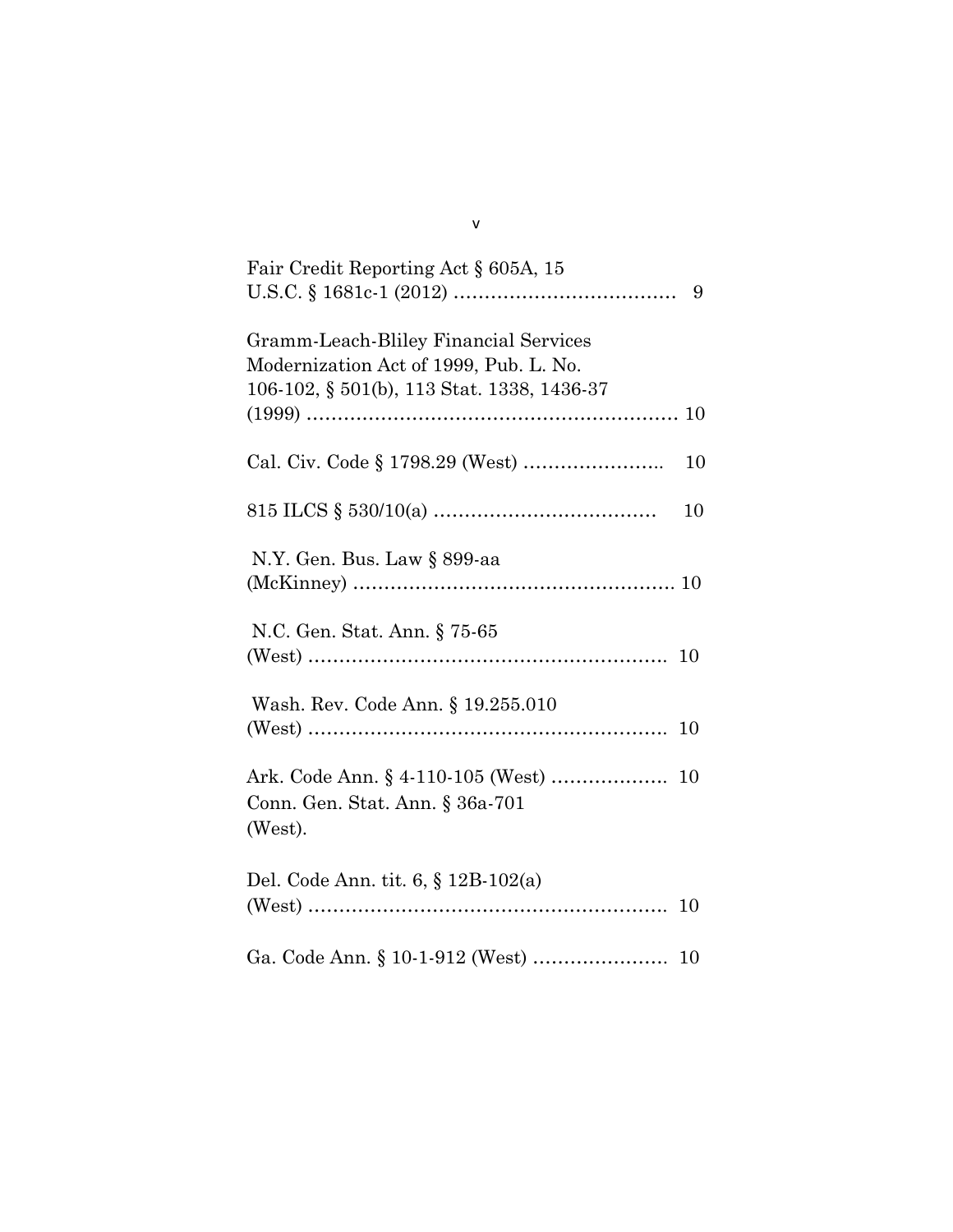Fair Credit Reporting Act § 605A, 15 U.S.C. § 1681c-1 (2012) ……………………………… 9

Gramm-Leach-Bliley Financial Services Modernization Act of 1999, Pub. L. No. 106-102, § 501(b), 113 Stat. 1338, 1436-37 (1999) …………………………………………………… 10

Cal. Civ. Code § 1798.29 (West) ………………….. 10

815 ILCS § 530/10(a) ……………………………… 10

N.Y. Gen. Bus. Law § 899-aa (McKinney) ……………………………………………. 10

N.C. Gen. Stat. Ann. § 75-65 (West) …………………………………………………. 10

Wash. Rev. Code Ann. § 19.255.010 (West) …………………………………………………. 10

Ark. Code Ann. § 4-110-105 (West) ………………. 10

Conn. Gen. Stat. Ann. § 36a-701 (West).

Del. Code Ann. tit. 6, § 12B-102(a) (West) …………………………………………………. 10

Ga. Code Ann. § 10-1-912 (West) …………………. 10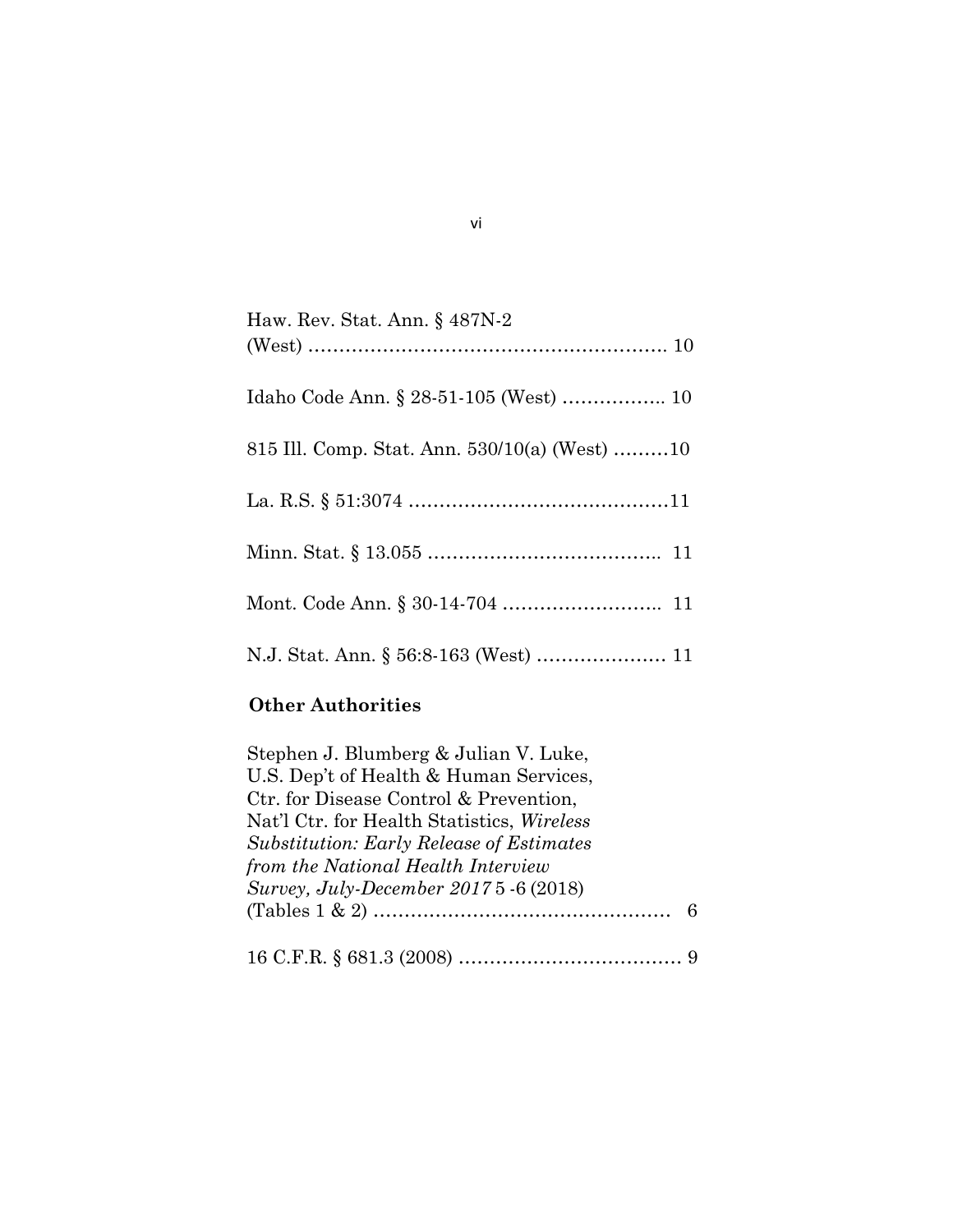Haw. Rev. Stat. Ann. § 487N-2 (West) ………………………………………………. 10

Idaho Code Ann. § 28-51-105 (West) …………….. 10

815 Ill. Comp. Stat. Ann. 530/10(a) (West) ………10

La. R.S. § 51:3074 ……………………………………11

Minn. Stat. § 13.055 ……………………………….. 11

Mont. Code Ann. § 30-14-704 …………………….. 11

N.J. Stat. Ann. § 56:8-163 (West) ………………… 11

**Other Authorities**

Stephen J. Blumberg & Julian V. Luke, U.S. Dep't of Health & Human Services, Ctr. for Disease Control & Prevention, Nat'l Ctr. for Health Statistics, *Wireless Substitution: Early Release of Estimates from the National Health Interview Survey, July-December 2017* 5 -6 (2018) (Tables 1 & 2) ………………………………………… 6

16 C.F.R. § 681.3 (2008) ……………………………… 9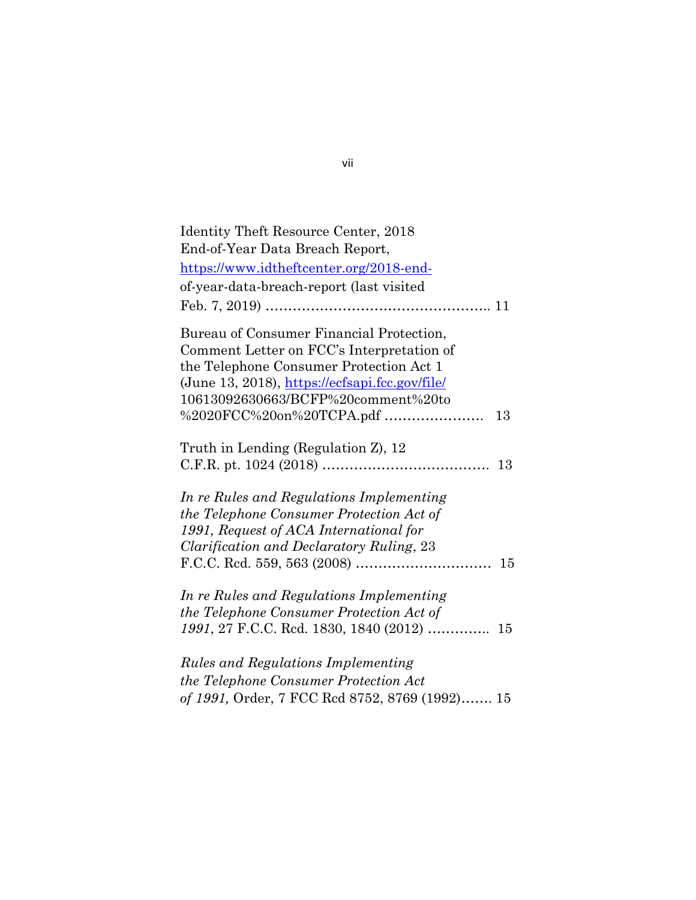Identity Theft Resource Center, 2018 End-of-Year Data Breach Report, https://www.idtheftcenter.org/2018-end-of-year-data-breach-report (last visited Feb. 7, 2019) ………………………………………….. 11

Bureau of Consumer Financial Protection, Comment Letter on FCC's Interpretation of the Telephone Consumer Protection Act 1 (June 13, 2018), https://ecfsapi.fcc.gov/file/10613092630663/BCFP%20comment%20to%2020FCC%20on%20TCPA.pdf …………………. 13

Truth in Lending (Regulation Z), 12 C.F.R. pt. 1024 (2018) ………………………………. 13

*In re Rules and Regulations Implementing the Telephone Consumer Protection Act of 1991, Request of ACA International for Clarification and Declaratory Ruling*, 23 F.C.C. Rcd. 559, 563 (2008) ………………………… 15

*In re Rules and Regulations Implementing the Telephone Consumer Protection Act of 1991*, 27 F.C.C. Rcd. 1830, 1840 (2012) ………….. 15

*Rules and Regulations Implementing the Telephone Consumer Protection Act of 1991,* Order, 7 FCC Rcd 8752, 8769 (1992)……. 15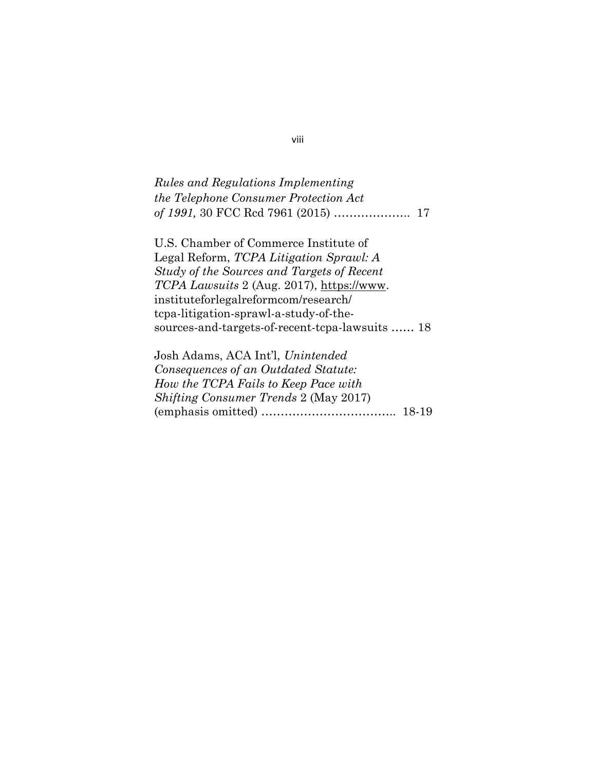*Rules and Regulations Implementing the Telephone Consumer Protection Act of 1991,* 30 FCC Rcd 7961 (2015) ……………….. 17

U.S. Chamber of Commerce Institute of Legal Reform, *TCPA Litigation Sprawl: A Study of the Sources and Targets of Recent TCPA Lawsuits* 2 (Aug. 2017), https://www.instituteforlegalreformcom/research/tcpa-litigation-sprawl-a-study-of-the-sources-and-targets-of-recent-tcpa-lawsuits …… 18

Josh Adams, ACA Int'l, *Unintended Consequences of an Outdated Statute: How the TCPA Fails to Keep Pace with Shifting Consumer Trends* 2 (May 2017) (emphasis omitted) …………………………….. 18-19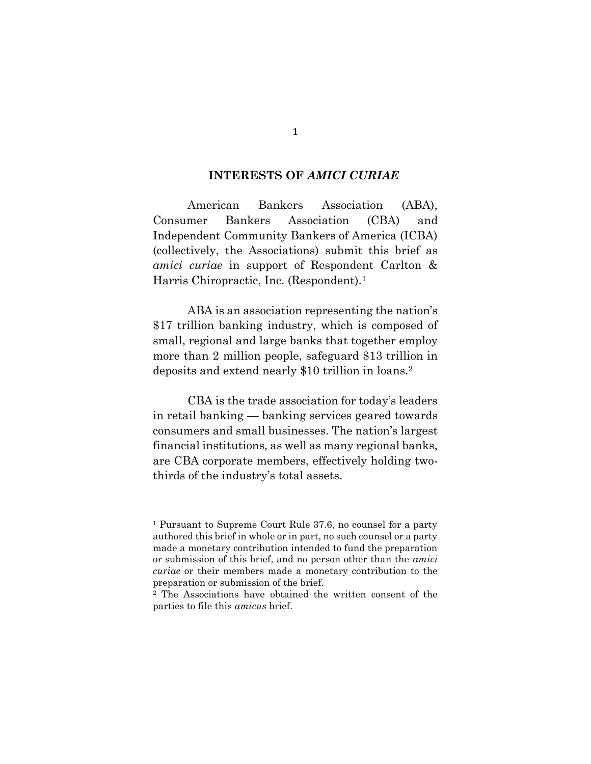## INTERESTS OF *AMICI CURIAE*

American Bankers Association (ABA), Consumer Bankers Association (CBA) and Independent Community Bankers of America (ICBA) (collectively, the Associations) submit this brief as *amici curiae* in support of Respondent Carlton & Harris Chiropractic, Inc. (Respondent).[1]

ABA is an association representing the nation's $17 trillion banking industry, which is composed of small, regional and large banks that together employ more than 2 million people, safeguard $13 trillion in deposits and extend nearly $10 trillion in loans.[2]

CBA is the trade association for today's leaders in retail banking — banking services geared towards consumers and small businesses. The nation's largest financial institutions, as well as many regional banks, are CBA corporate members, effectively holding two-thirds of the industry's total assets.

---

[1] Pursuant to Supreme Court Rule 37.6, no counsel for a party authored this brief in whole or in part, no such counsel or a party made a monetary contribution intended to fund the preparation or submission of this brief, and no person other than the *amici curiae* or their members made a monetary contribution to the preparation or submission of the brief.

[2] The Associations have obtained the written consent of the parties to file this *amicus* brief.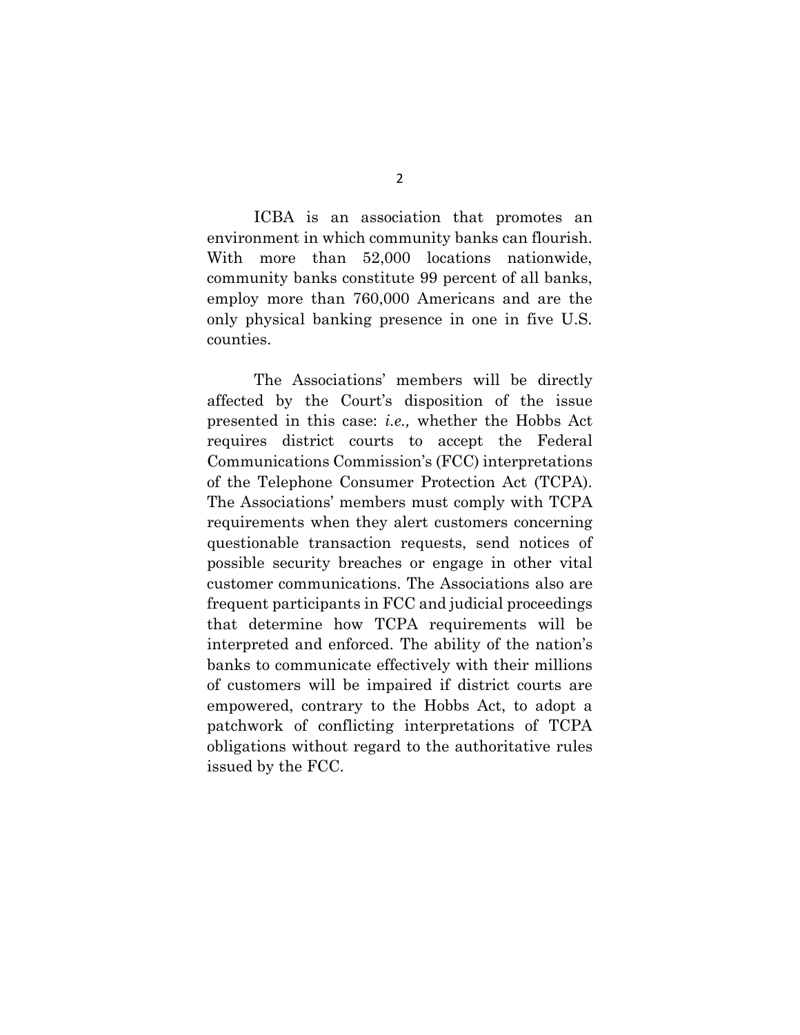ICBA is an association that promotes an environment in which community banks can flourish. With more than 52,000 locations nationwide, community banks constitute 99 percent of all banks, employ more than 760,000 Americans and are the only physical banking presence in one in five U.S. counties.

The Associations' members will be directly affected by the Court's disposition of the issue presented in this case: *i.e.,* whether the Hobbs Act requires district courts to accept the Federal Communications Commission's (FCC) interpretations of the Telephone Consumer Protection Act (TCPA). The Associations' members must comply with TCPA requirements when they alert customers concerning questionable transaction requests, send notices of possible security breaches or engage in other vital customer communications. The Associations also are frequent participants in FCC and judicial proceedings that determine how TCPA requirements will be interpreted and enforced. The ability of the nation's banks to communicate effectively with their millions of customers will be impaired if district courts are empowered, contrary to the Hobbs Act, to adopt a patchwork of conflicting interpretations of TCPA obligations without regard to the authoritative rules issued by the FCC.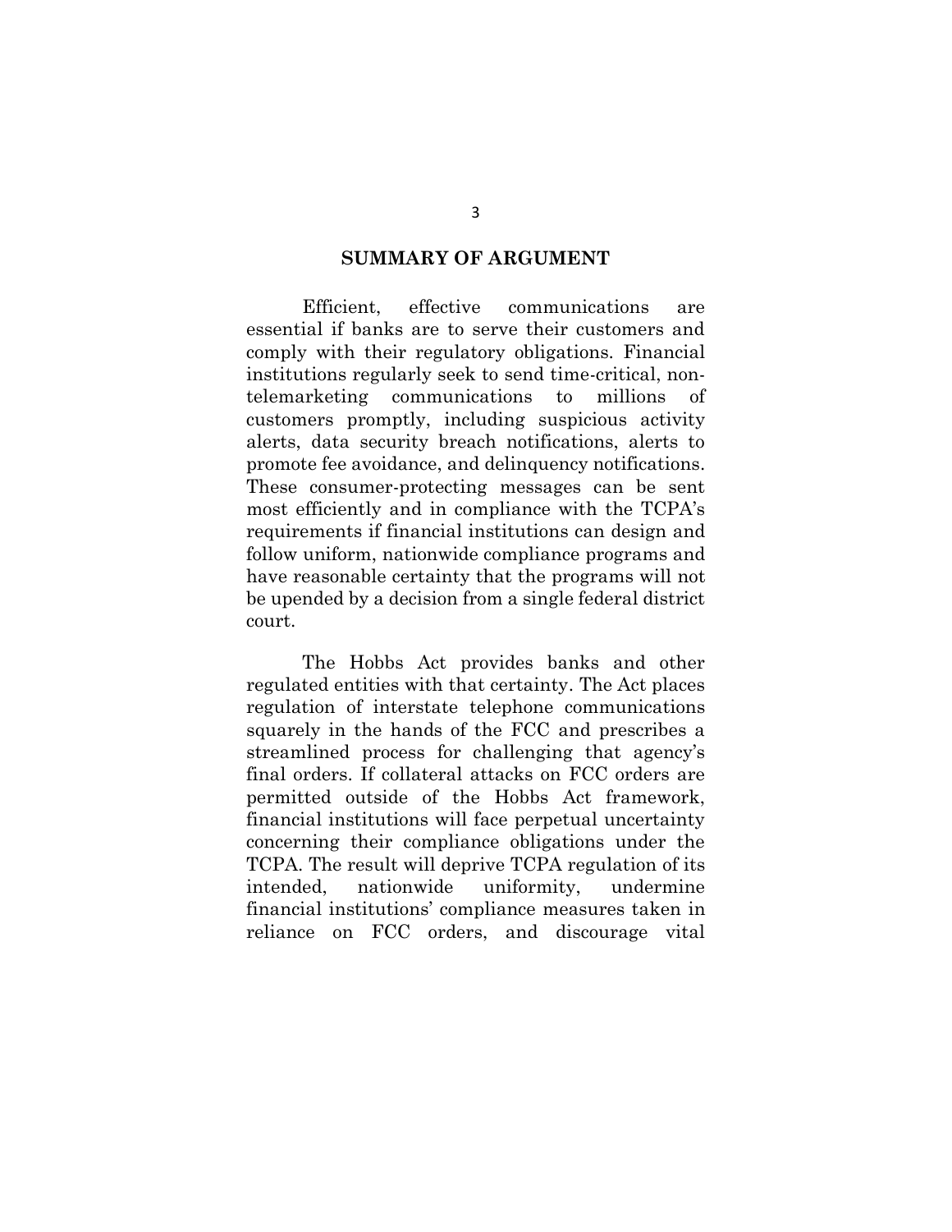## SUMMARY OF ARGUMENT

Efficient, effective communications are essential if banks are to serve their customers and comply with their regulatory obligations. Financial institutions regularly seek to send time-critical, non-telemarketing communications to millions of customers promptly, including suspicious activity alerts, data security breach notifications, alerts to promote fee avoidance, and delinquency notifications. These consumer-protecting messages can be sent most efficiently and in compliance with the TCPA's requirements if financial institutions can design and follow uniform, nationwide compliance programs and have reasonable certainty that the programs will not be upended by a decision from a single federal district court.

The Hobbs Act provides banks and other regulated entities with that certainty. The Act places regulation of interstate telephone communications squarely in the hands of the FCC and prescribes a streamlined process for challenging that agency's final orders. If collateral attacks on FCC orders are permitted outside of the Hobbs Act framework, financial institutions will face perpetual uncertainty concerning their compliance obligations under the TCPA. The result will deprive TCPA regulation of its intended, nationwide uniformity, undermine financial institutions' compliance measures taken in reliance on FCC orders, and discourage vital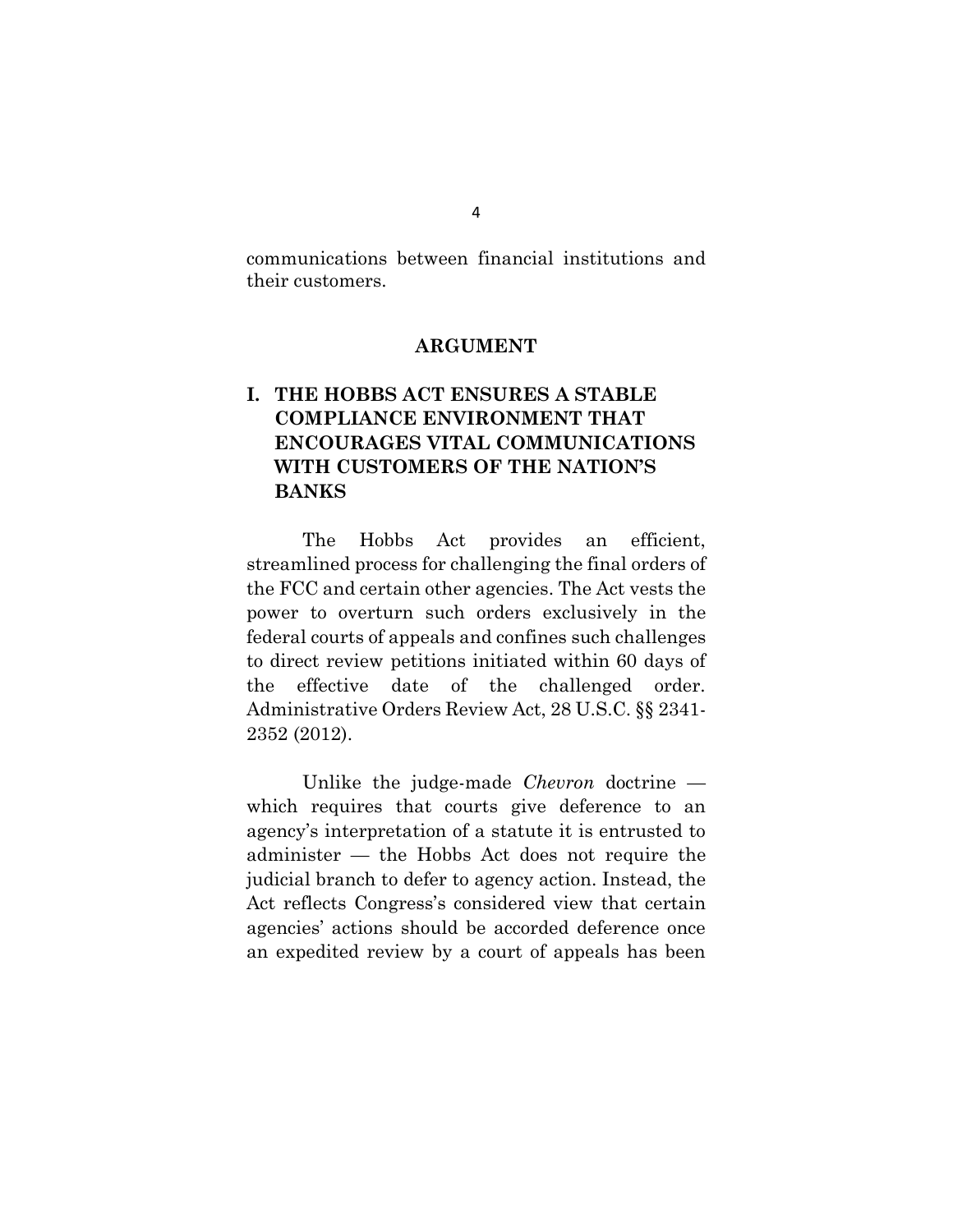communications between financial institutions and their customers.

## ARGUMENT

### I. THE HOBBS ACT ENSURES A STABLE COMPLIANCE ENVIRONMENT THAT ENCOURAGES VITAL COMMUNICATIONS WITH CUSTOMERS OF THE NATION'S BANKS

The Hobbs Act provides an efficient, streamlined process for challenging the final orders of the FCC and certain other agencies. The Act vests the power to overturn such orders exclusively in the federal courts of appeals and confines such challenges to direct review petitions initiated within 60 days of the effective date of the challenged order. Administrative Orders Review Act, 28 U.S.C. §§ 2341-2352 (2012).

Unlike the judge-made *Chevron* doctrine — which requires that courts give deference to an agency's interpretation of a statute it is entrusted to administer — the Hobbs Act does not require the judicial branch to defer to agency action. Instead, the Act reflects Congress's considered view that certain agencies' actions should be accorded deference once an expedited review by a court of appeals has been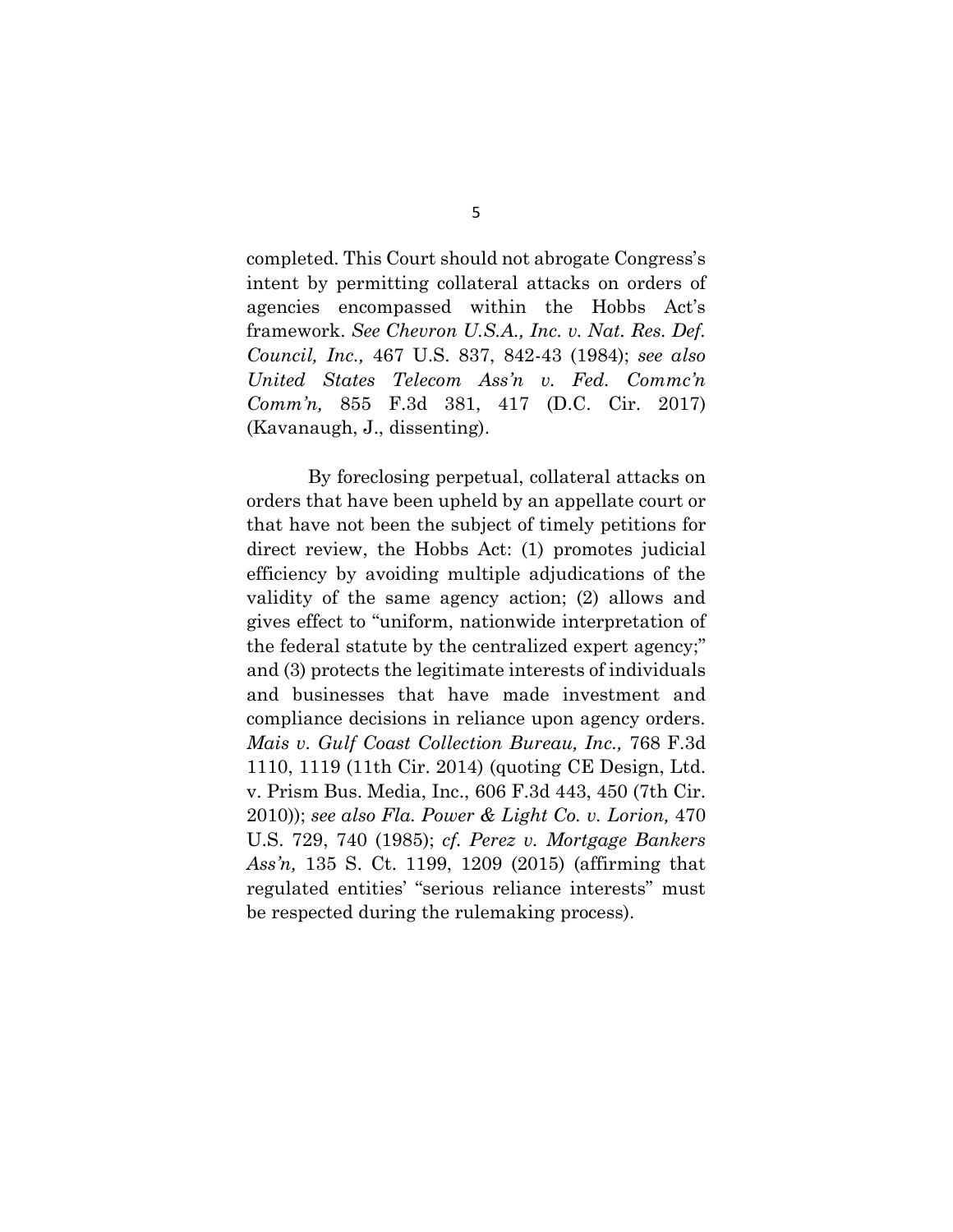completed. This Court should not abrogate Congress's intent by permitting collateral attacks on orders of agencies encompassed within the Hobbs Act's framework. *See Chevron U.S.A., Inc. v. Nat. Res. Def. Council, Inc.,* 467 U.S. 837, 842-43 (1984); *see also United States Telecom Ass'n v. Fed. Commc'n Comm'n,* 855 F.3d 381, 417 (D.C. Cir. 2017) (Kavanaugh, J., dissenting).

By foreclosing perpetual, collateral attacks on orders that have been upheld by an appellate court or that have not been the subject of timely petitions for direct review, the Hobbs Act: (1) promotes judicial efficiency by avoiding multiple adjudications of the validity of the same agency action; (2) allows and gives effect to "uniform, nationwide interpretation of the federal statute by the centralized expert agency;" and (3) protects the legitimate interests of individuals and businesses that have made investment and compliance decisions in reliance upon agency orders. *Mais v. Gulf Coast Collection Bureau, Inc.,* 768 F.3d 1110, 1119 (11th Cir. 2014) (quoting CE Design, Ltd. v. Prism Bus. Media, Inc., 606 F.3d 443, 450 (7th Cir. 2010)); *see also Fla. Power & Light Co. v. Lorion,* 470 U.S. 729, 740 (1985); *cf. Perez v. Mortgage Bankers Ass'n,* 135 S. Ct. 1199, 1209 (2015) (affirming that regulated entities' "serious reliance interests" must be respected during the rulemaking process).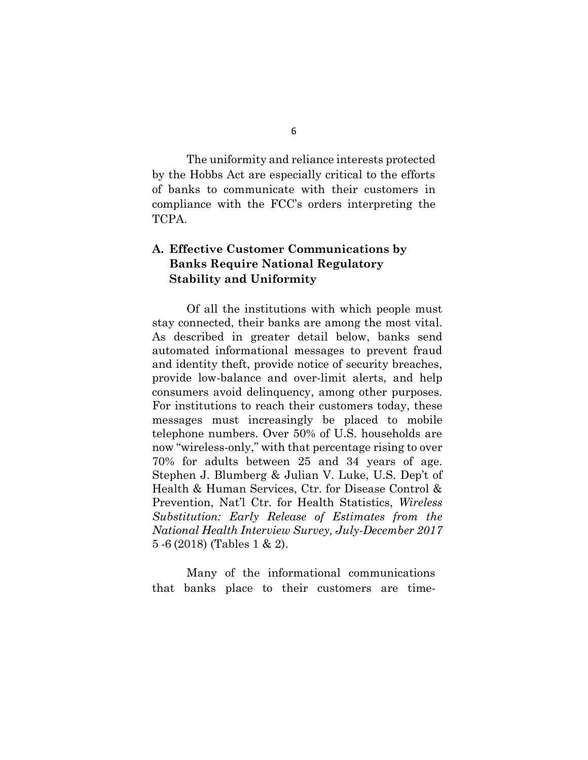The uniformity and reliance interests protected by the Hobbs Act are especially critical to the efforts of banks to communicate with their customers in compliance with the FCC's orders interpreting the TCPA.

### A. Effective Customer Communications by Banks Require National Regulatory Stability and Uniformity

Of all the institutions with which people must stay connected, their banks are among the most vital. As described in greater detail below, banks send automated informational messages to prevent fraud and identity theft, provide notice of security breaches, provide low-balance and over-limit alerts, and help consumers avoid delinquency, among other purposes. For institutions to reach their customers today, these messages must increasingly be placed to mobile telephone numbers. Over 50% of U.S. households are now "wireless-only," with that percentage rising to over 70% for adults between 25 and 34 years of age. Stephen J. Blumberg & Julian V. Luke, U.S. Dep't of Health & Human Services, Ctr. for Disease Control & Prevention, Nat'l Ctr. for Health Statistics, *Wireless Substitution: Early Release of Estimates from the National Health Interview Survey, July-December 2017* 5 -6 (2018) (Tables 1 & 2).

Many of the informational communications that banks place to their customers are time-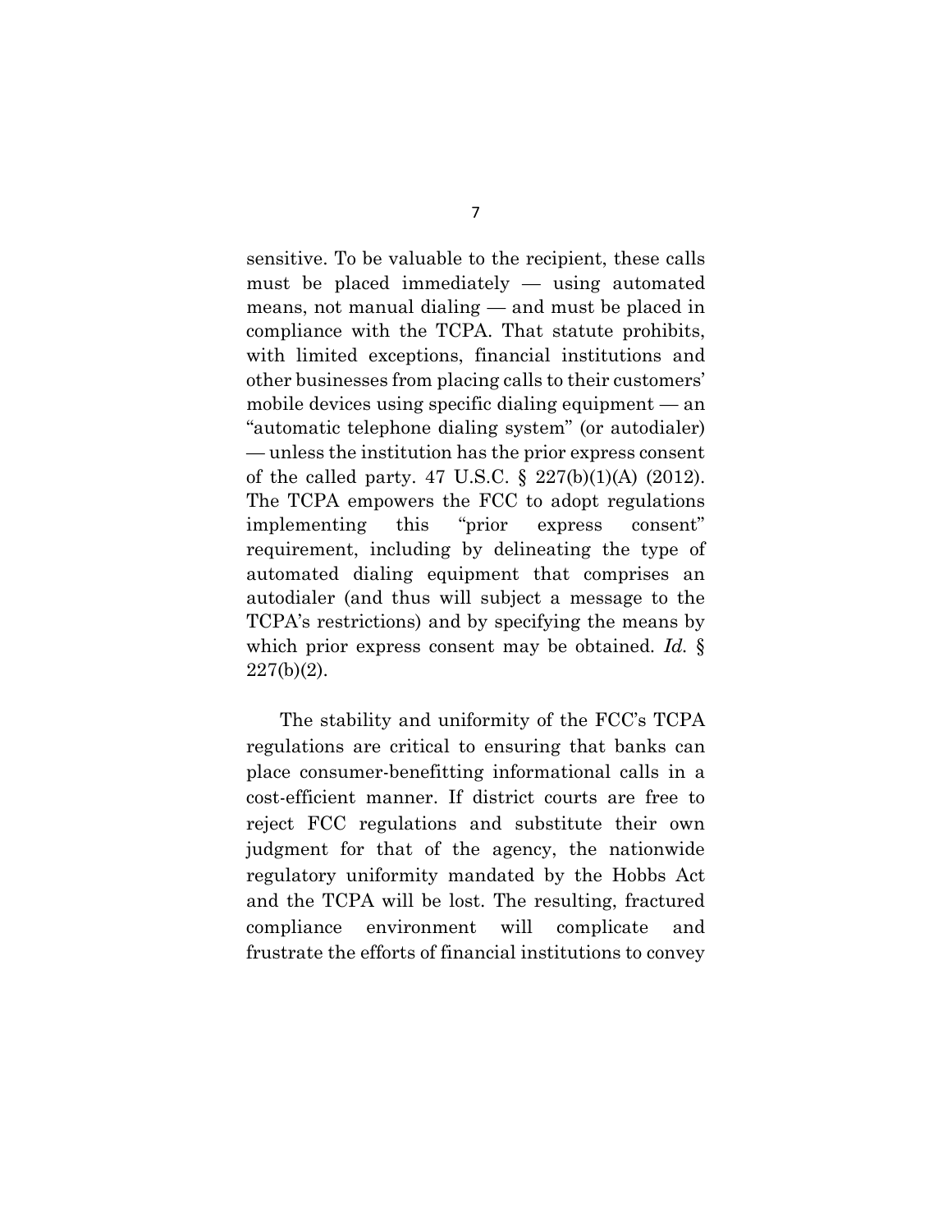sensitive. To be valuable to the recipient, these calls must be placed immediately — using automated means, not manual dialing — and must be placed in compliance with the TCPA. That statute prohibits, with limited exceptions, financial institutions and other businesses from placing calls to their customers' mobile devices using specific dialing equipment — an "automatic telephone dialing system" (or autodialer) — unless the institution has the prior express consent of the called party. 47 U.S.C. § 227(b)(1)(A) (2012). The TCPA empowers the FCC to adopt regulations implementing this "prior express consent" requirement, including by delineating the type of automated dialing equipment that comprises an autodialer (and thus will subject a message to the TCPA's restrictions) and by specifying the means by which prior express consent may be obtained. *Id.* § 227(b)(2).

The stability and uniformity of the FCC's TCPA regulations are critical to ensuring that banks can place consumer-benefitting informational calls in a cost-efficient manner. If district courts are free to reject FCC regulations and substitute their own judgment for that of the agency, the nationwide regulatory uniformity mandated by the Hobbs Act and the TCPA will be lost. The resulting, fractured compliance environment will complicate and frustrate the efforts of financial institutions to convey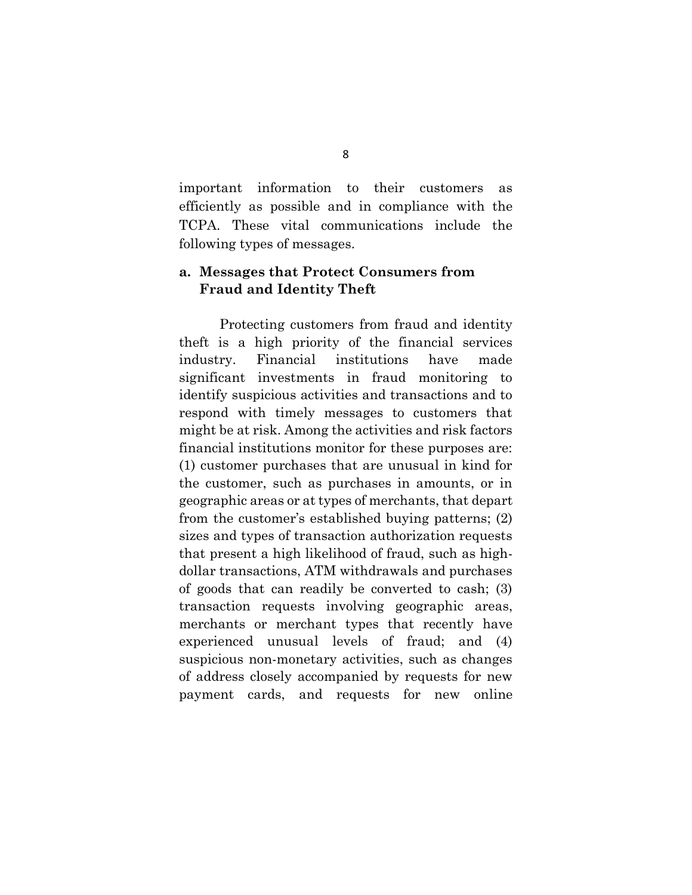important information to their customers as efficiently as possible and in compliance with the TCPA. These vital communications include the following types of messages.

### a. Messages that Protect Consumers from Fraud and Identity Theft

Protecting customers from fraud and identity theft is a high priority of the financial services industry. Financial institutions have made significant investments in fraud monitoring to identify suspicious activities and transactions and to respond with timely messages to customers that might be at risk. Among the activities and risk factors financial institutions monitor for these purposes are: (1) customer purchases that are unusual in kind for the customer, such as purchases in amounts, or in geographic areas or at types of merchants, that depart from the customer's established buying patterns; (2) sizes and types of transaction authorization requests that present a high likelihood of fraud, such as high-dollar transactions, ATM withdrawals and purchases of goods that can readily be converted to cash; (3) transaction requests involving geographic areas, merchants or merchant types that recently have experienced unusual levels of fraud; and (4) suspicious non-monetary activities, such as changes of address closely accompanied by requests for new payment cards, and requests for new online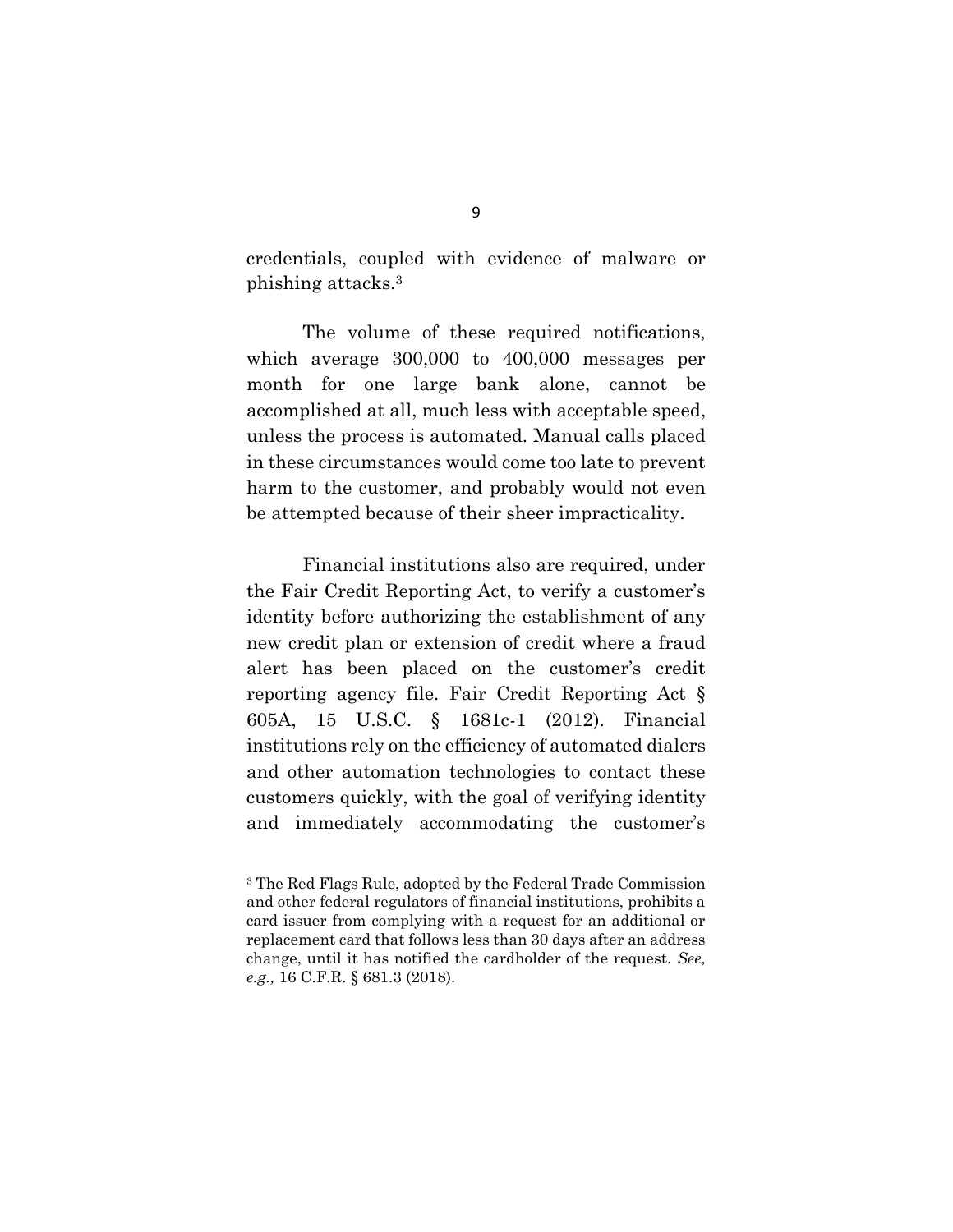credentials, coupled with evidence of malware or phishing attacks.[3]

The volume of these required notifications, which average 300,000 to 400,000 messages per month for one large bank alone, cannot be accomplished at all, much less with acceptable speed, unless the process is automated. Manual calls placed in these circumstances would come too late to prevent harm to the customer, and probably would not even be attempted because of their sheer impracticality.

Financial institutions also are required, under the Fair Credit Reporting Act, to verify a customer's identity before authorizing the establishment of any new credit plan or extension of credit where a fraud alert has been placed on the customer's credit reporting agency file. Fair Credit Reporting Act § 605A, 15 U.S.C. § 1681c-1 (2012). Financial institutions rely on the efficiency of automated dialers and other automation technologies to contact these customers quickly, with the goal of verifying identity and immediately accommodating the customer's

[3] The Red Flags Rule, adopted by the Federal Trade Commission and other federal regulators of financial institutions, prohibits a card issuer from complying with a request for an additional or replacement card that follows less than 30 days after an address change, until it has notified the cardholder of the request. *See, e.g.,* 16 C.F.R. § 681.3 (2018).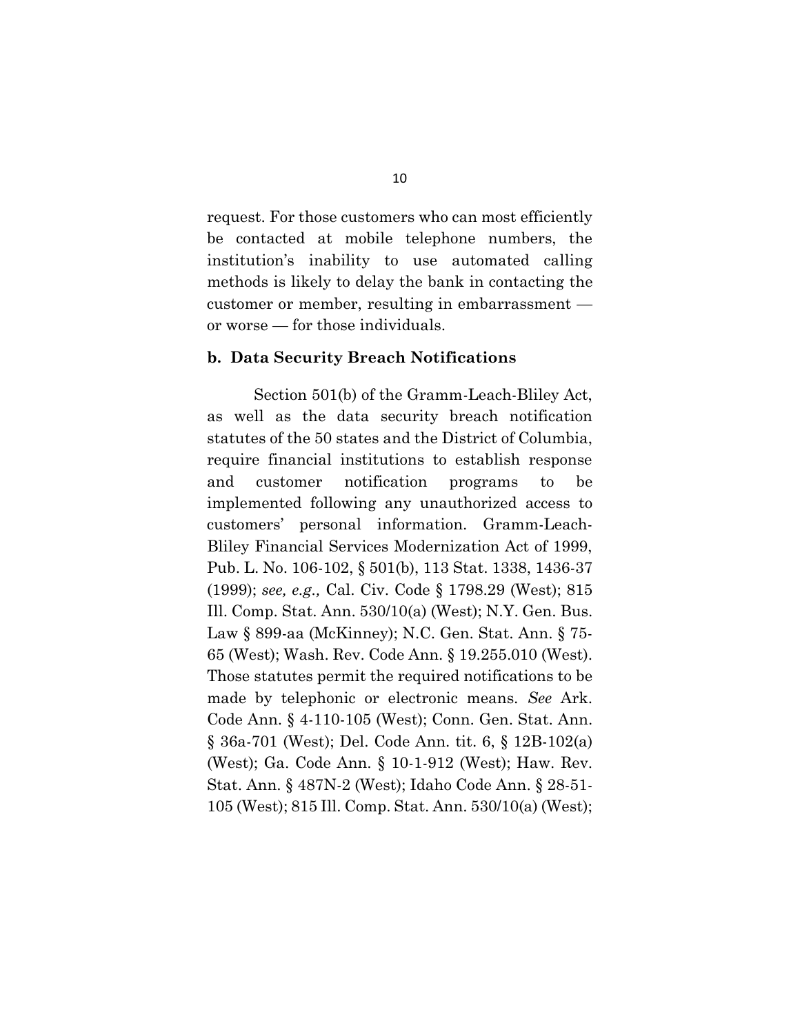request. For those customers who can most efficiently be contacted at mobile telephone numbers, the institution's inability to use automated calling methods is likely to delay the bank in contacting the customer or member, resulting in embarrassment — or worse — for those individuals.

### b. Data Security Breach Notifications

Section 501(b) of the Gramm-Leach-Bliley Act, as well as the data security breach notification statutes of the 50 states and the District of Columbia, require financial institutions to establish response and customer notification programs to be implemented following any unauthorized access to customers' personal information. Gramm-Leach-Bliley Financial Services Modernization Act of 1999, Pub. L. No. 106-102, § 501(b), 113 Stat. 1338, 1436-37 (1999); *see, e.g.,* Cal. Civ. Code § 1798.29 (West); 815 Ill. Comp. Stat. Ann. 530/10(a) (West); N.Y. Gen. Bus. Law § 899-aa (McKinney); N.C. Gen. Stat. Ann. § 75-65 (West); Wash. Rev. Code Ann. § 19.255.010 (West). Those statutes permit the required notifications to be made by telephonic or electronic means. *See* Ark. Code Ann. § 4-110-105 (West); Conn. Gen. Stat. Ann. § 36a-701 (West); Del. Code Ann. tit. 6, § 12B-102(a) (West); Ga. Code Ann. § 10-1-912 (West); Haw. Rev. Stat. Ann. § 487N-2 (West); Idaho Code Ann. § 28-51-105 (West); 815 Ill. Comp. Stat. Ann. 530/10(a) (West);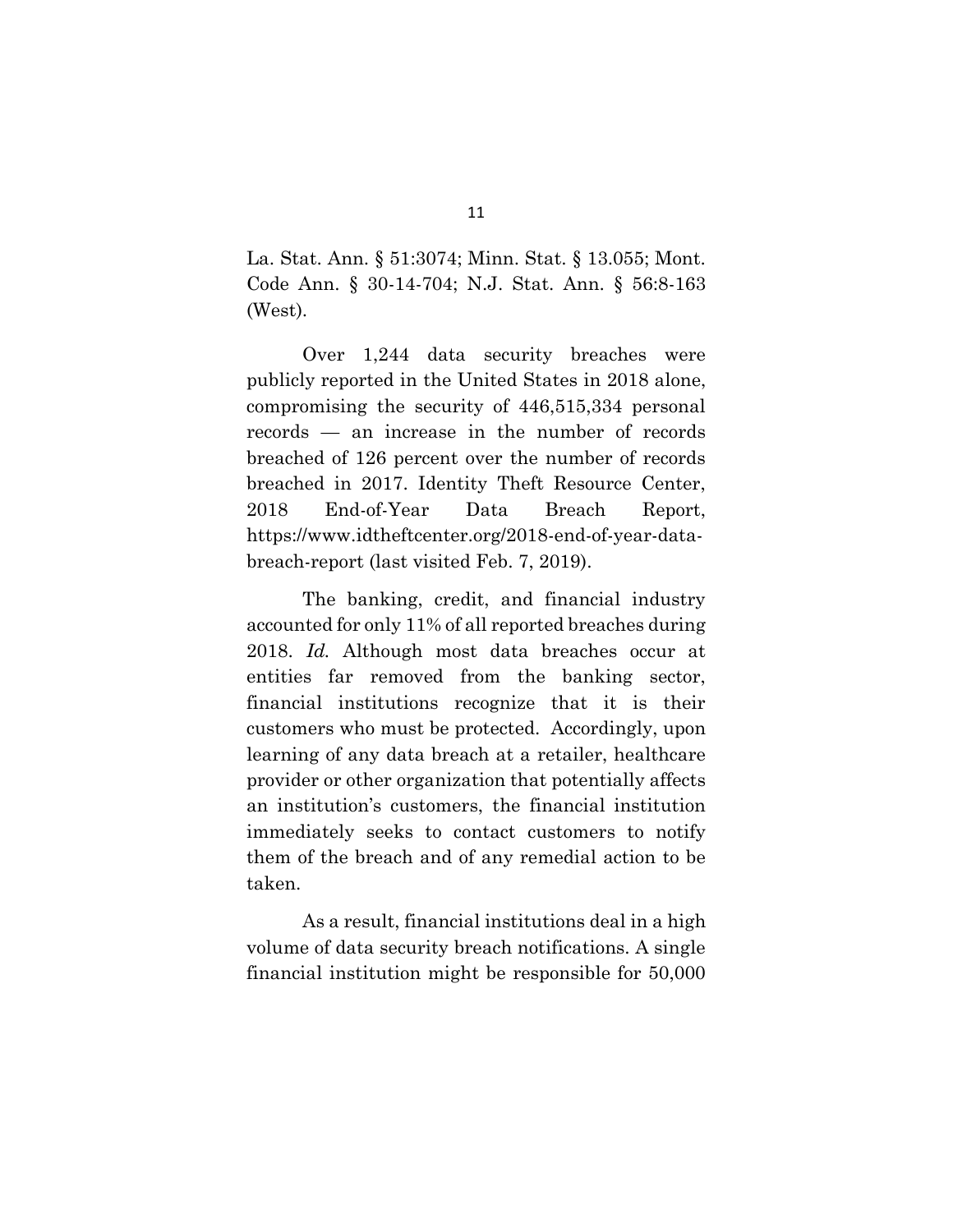La. Stat. Ann. § 51:3074; Minn. Stat. § 13.055; Mont. Code Ann. § 30-14-704; N.J. Stat. Ann. § 56:8-163 (West).

Over 1,244 data security breaches were publicly reported in the United States in 2018 alone, compromising the security of 446,515,334 personal records — an increase in the number of records breached of 126 percent over the number of records breached in 2017. Identity Theft Resource Center, 2018 End-of-Year Data Breach Report, https://www.idtheftcenter.org/2018-end-of-year-data-breach-report (last visited Feb. 7, 2019).

The banking, credit, and financial industry accounted for only 11% of all reported breaches during 2018. *Id.* Although most data breaches occur at entities far removed from the banking sector, financial institutions recognize that it is their customers who must be protected. Accordingly, upon learning of any data breach at a retailer, healthcare provider or other organization that potentially affects an institution's customers, the financial institution immediately seeks to contact customers to notify them of the breach and of any remedial action to be taken.

As a result, financial institutions deal in a high volume of data security breach notifications. A single financial institution might be responsible for 50,000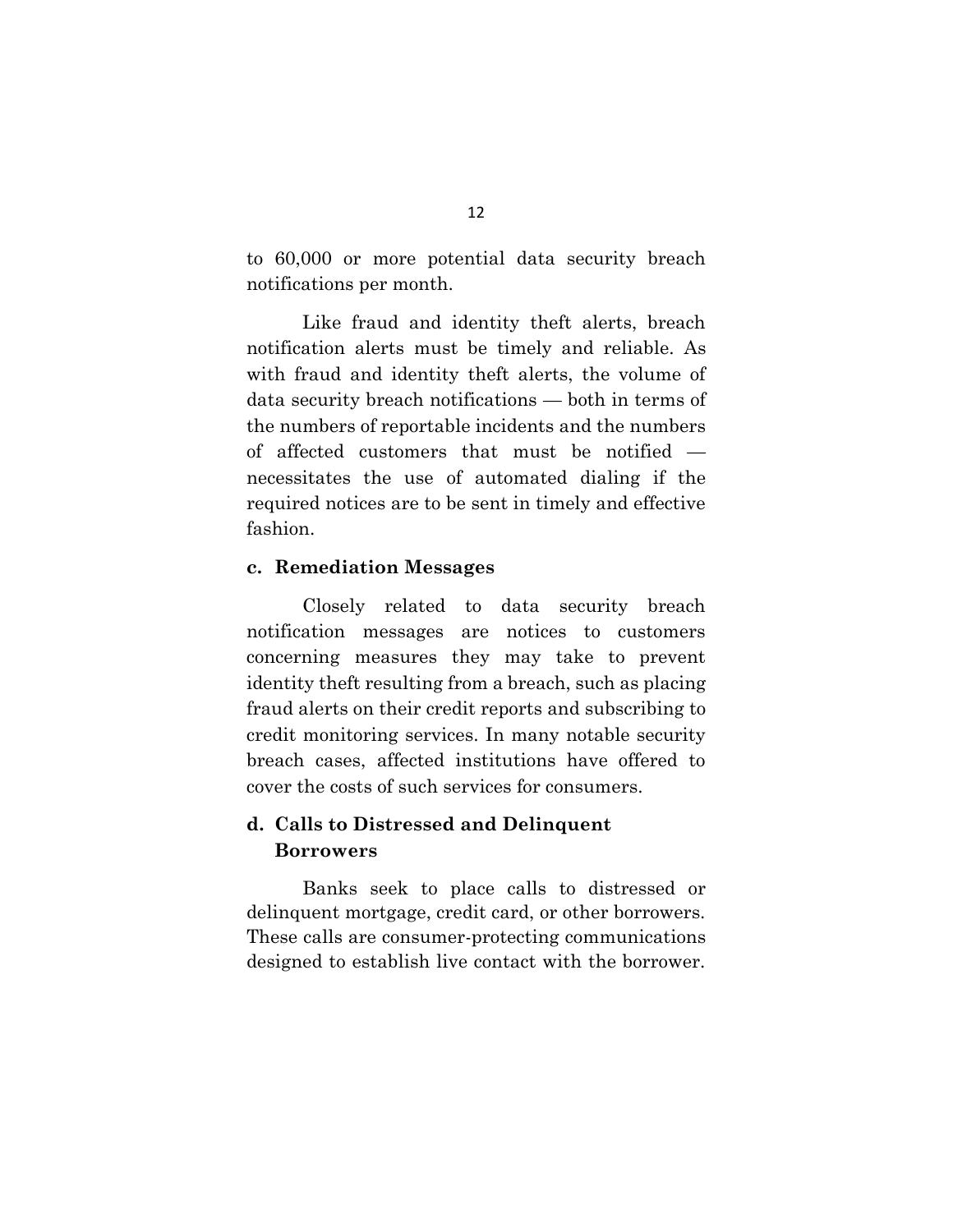to 60,000 or more potential data security breach notifications per month.

Like fraud and identity theft alerts, breach notification alerts must be timely and reliable. As with fraud and identity theft alerts, the volume of data security breach notifications — both in terms of the numbers of reportable incidents and the numbers of affected customers that must be notified — necessitates the use of automated dialing if the required notices are to be sent in timely and effective fashion.

**c. Remediation Messages**

Closely related to data security breach notification messages are notices to customers concerning measures they may take to prevent identity theft resulting from a breach, such as placing fraud alerts on their credit reports and subscribing to credit monitoring services. In many notable security breach cases, affected institutions have offered to cover the costs of such services for consumers.

**d. Calls to Distressed and Delinquent Borrowers**

Banks seek to place calls to distressed or delinquent mortgage, credit card, or other borrowers. These calls are consumer-protecting communications designed to establish live contact with the borrower.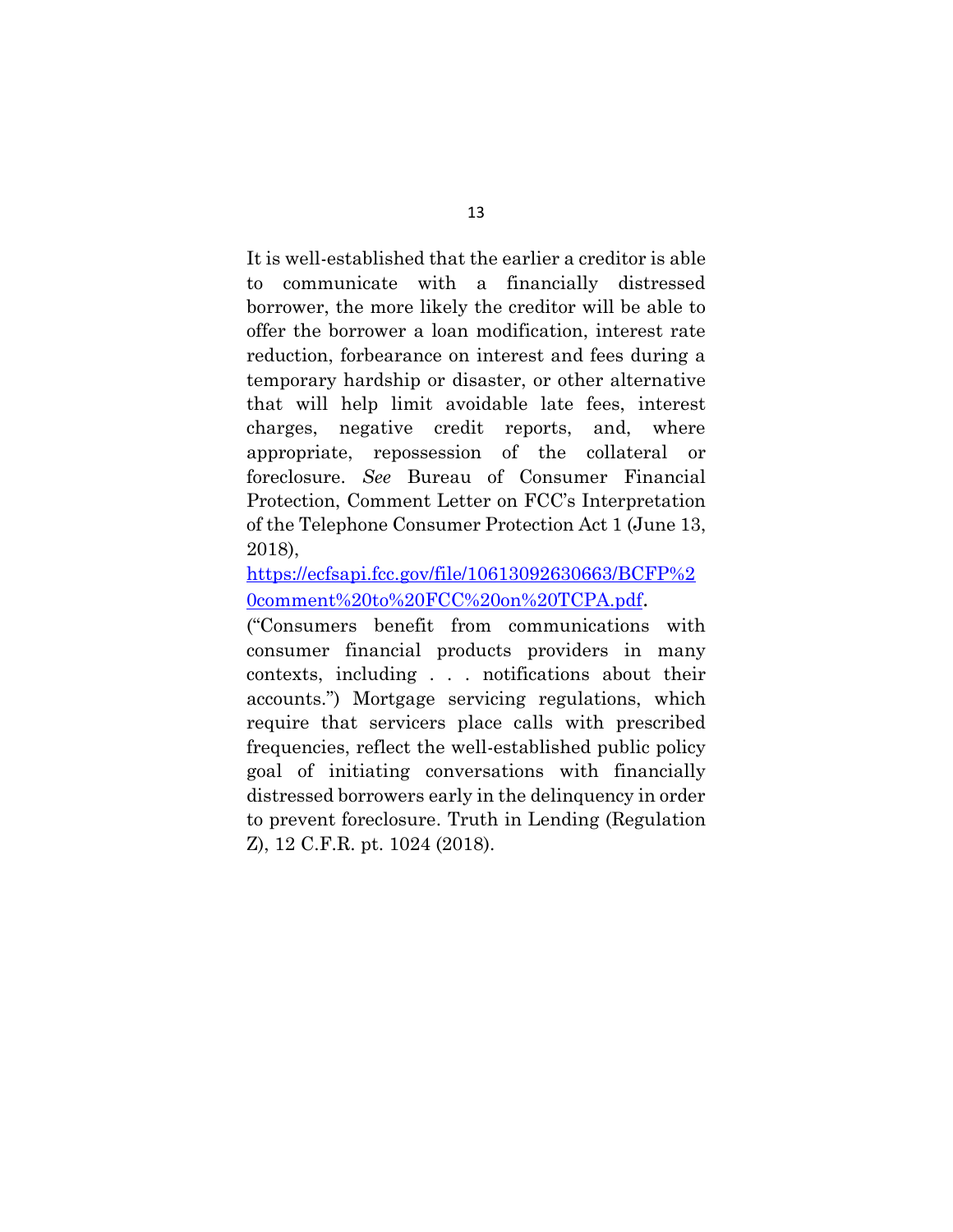It is well-established that the earlier a creditor is able to communicate with a financially distressed borrower, the more likely the creditor will be able to offer the borrower a loan modification, interest rate reduction, forbearance on interest and fees during a temporary hardship or disaster, or other alternative that will help limit avoidable late fees, interest charges, negative credit reports, and, where appropriate, repossession of the collateral or foreclosure. *See* Bureau of Consumer Financial Protection, Comment Letter on FCC's Interpretation of the Telephone Consumer Protection Act 1 (June 13, 2018), [https://ecfsapi.fcc.gov/file/10613092630663/BCFP%20comment%20to%20FCC%20on%20TCPA.pdf](https://ecfsapi.fcc.gov/file/10613092630663/BCFP%20comment%20to%20FCC%20on%20TCPA.pdf). ("Consumers benefit from communications with consumer financial products providers in many contexts, including . . . notifications about their accounts.") Mortgage servicing regulations, which require that servicers place calls with prescribed frequencies, reflect the well-established public policy goal of initiating conversations with financially distressed borrowers early in the delinquency in order to prevent foreclosure. Truth in Lending (Regulation Z), 12 C.F.R. pt. 1024 (2018).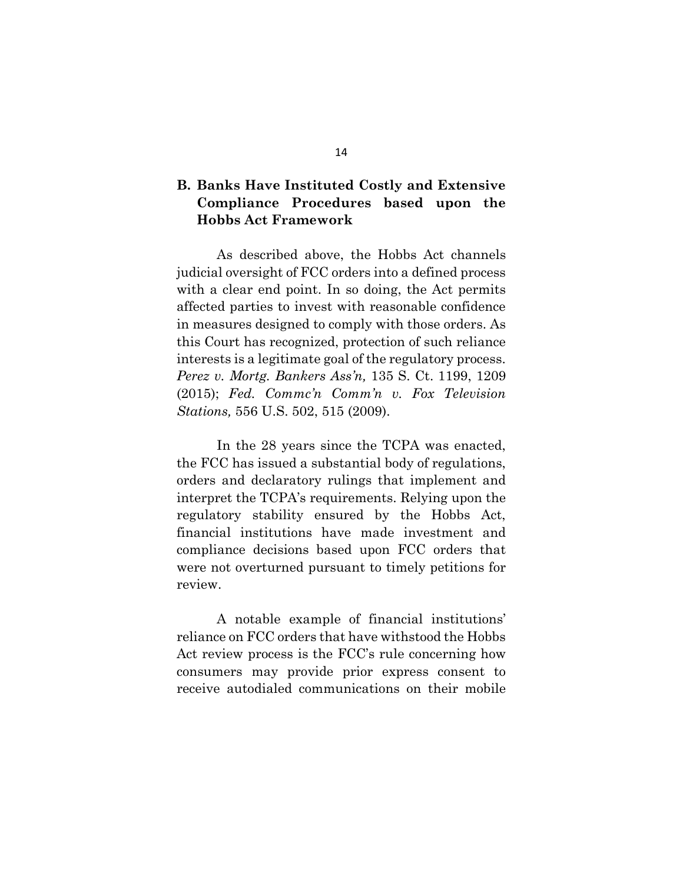### B. Banks Have Instituted Costly and Extensive Compliance Procedures based upon the Hobbs Act Framework

As described above, the Hobbs Act channels judicial oversight of FCC orders into a defined process with a clear end point. In so doing, the Act permits affected parties to invest with reasonable confidence in measures designed to comply with those orders. As this Court has recognized, protection of such reliance interests is a legitimate goal of the regulatory process. *Perez v. Mortg. Bankers Ass'n,* 135 S. Ct. 1199, 1209 (2015); *Fed. Commc'n Comm'n v. Fox Television Stations,* 556 U.S. 502, 515 (2009).

In the 28 years since the TCPA was enacted, the FCC has issued a substantial body of regulations, orders and declaratory rulings that implement and interpret the TCPA's requirements. Relying upon the regulatory stability ensured by the Hobbs Act, financial institutions have made investment and compliance decisions based upon FCC orders that were not overturned pursuant to timely petitions for review.

A notable example of financial institutions' reliance on FCC orders that have withstood the Hobbs Act review process is the FCC's rule concerning how consumers may provide prior express consent to receive autodialed communications on their mobile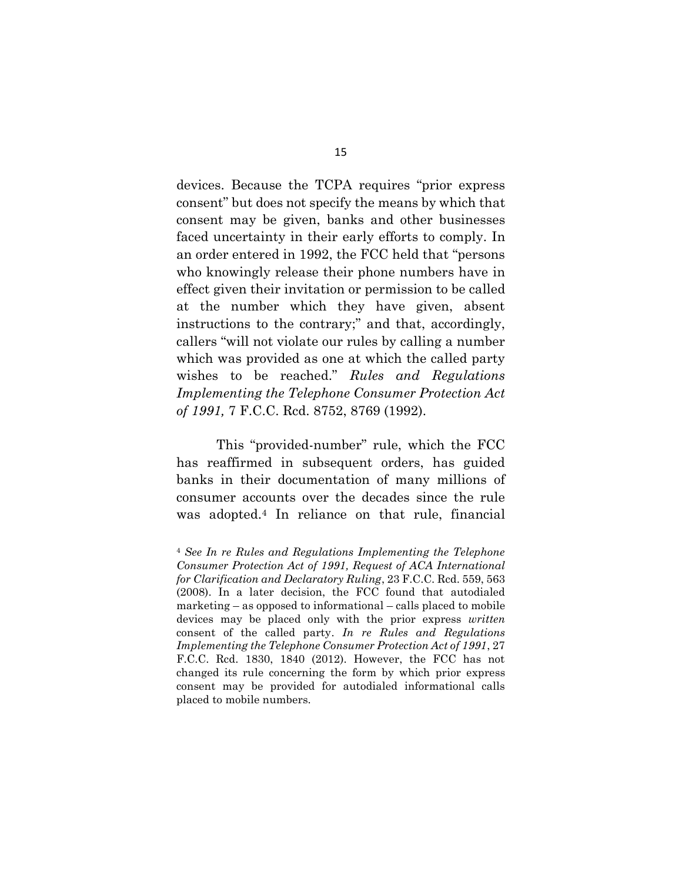devices. Because the TCPA requires "prior express consent" but does not specify the means by which that consent may be given, banks and other businesses faced uncertainty in their early efforts to comply. In an order entered in 1992, the FCC held that "persons who knowingly release their phone numbers have in effect given their invitation or permission to be called at the number which they have given, absent instructions to the contrary;" and that, accordingly, callers "will not violate our rules by calling a number which was provided as one at which the called party wishes to be reached." *Rules and Regulations Implementing the Telephone Consumer Protection Act of 1991,* 7 F.C.C. Rcd. 8752, 8769 (1992).

This "provided-number" rule, which the FCC has reaffirmed in subsequent orders, has guided banks in their documentation of many millions of consumer accounts over the decades since the rule was adopted.[4] In reliance on that rule, financial

[4] *See In re Rules and Regulations Implementing the Telephone Consumer Protection Act of 1991, Request of ACA International for Clarification and Declaratory Ruling*, 23 F.C.C. Rcd. 559, 563 (2008). In a later decision, the FCC found that autodialed marketing – as opposed to informational – calls placed to mobile devices may be placed only with the prior express *written* consent of the called party. *In re Rules and Regulations Implementing the Telephone Consumer Protection Act of 1991*, 27 F.C.C. Rcd. 1830, 1840 (2012). However, the FCC has not changed its rule concerning the form by which prior express consent may be provided for autodialed informational calls placed to mobile numbers.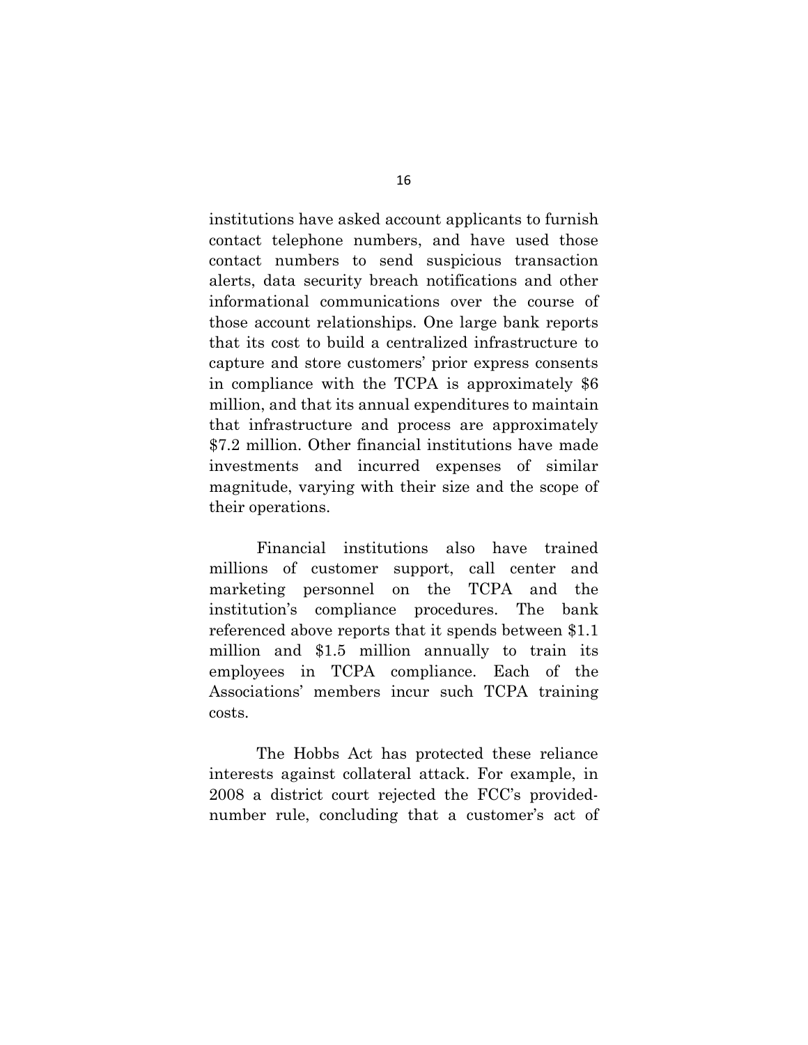institutions have asked account applicants to furnish contact telephone numbers, and have used those contact numbers to send suspicious transaction alerts, data security breach notifications and other informational communications over the course of those account relationships. One large bank reports that its cost to build a centralized infrastructure to capture and store customers' prior express consents in compliance with the TCPA is approximately $6 million, and that its annual expenditures to maintain that infrastructure and process are approximately $7.2 million. Other financial institutions have made investments and incurred expenses of similar magnitude, varying with their size and the scope of their operations.

Financial institutions also have trained millions of customer support, call center and marketing personnel on the TCPA and the institution's compliance procedures. The bank referenced above reports that it spends between $1.1 million and $1.5 million annually to train its employees in TCPA compliance. Each of the Associations' members incur such TCPA training costs.

The Hobbs Act has protected these reliance interests against collateral attack. For example, in 2008 a district court rejected the FCC's provided-number rule, concluding that a customer's act of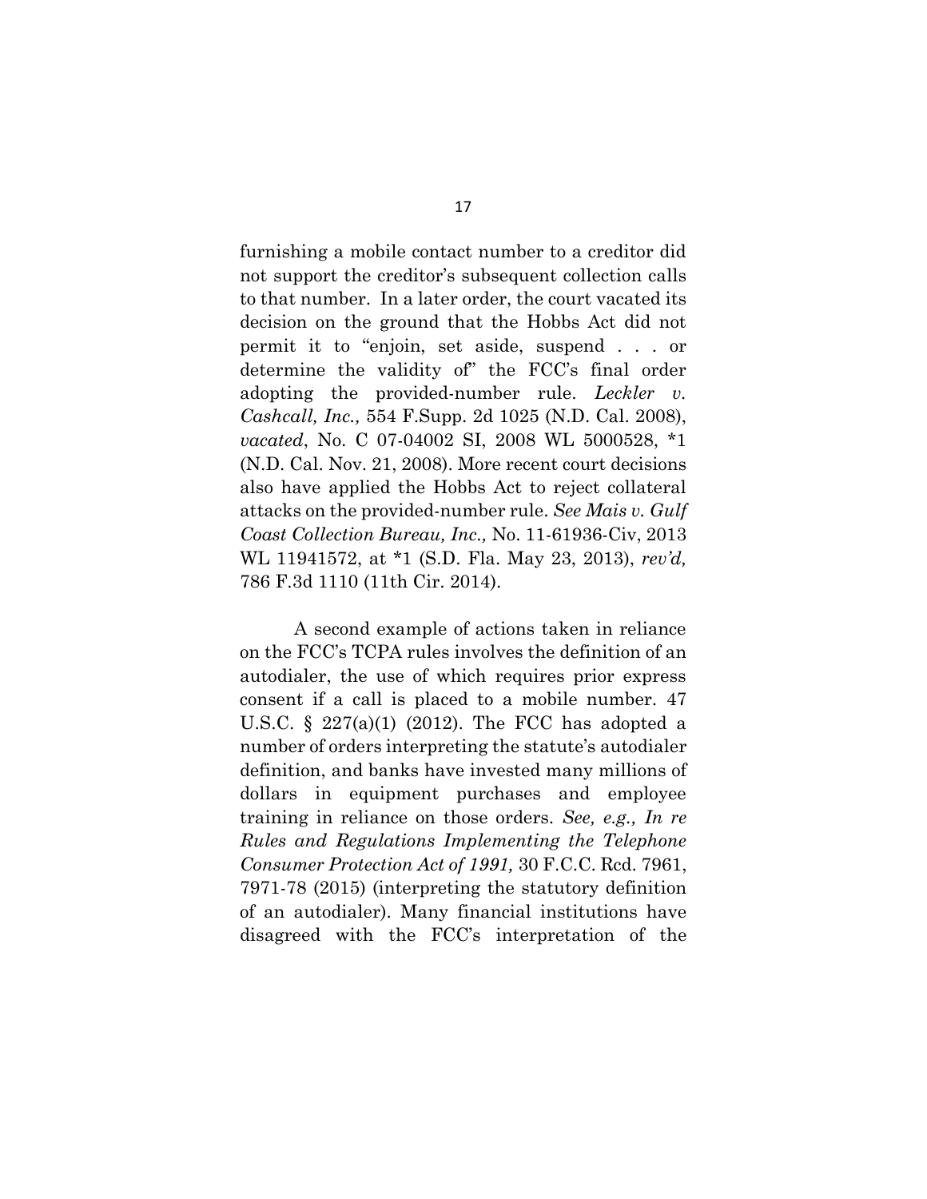furnishing a mobile contact number to a creditor did not support the creditor's subsequent collection calls to that number. In a later order, the court vacated its decision on the ground that the Hobbs Act did not permit it to "enjoin, set aside, suspend . . . or determine the validity of" the FCC's final order adopting the provided-number rule. *Leckler v. Cashcall, Inc.,* 554 F.Supp. 2d 1025 (N.D. Cal. 2008), *vacated*, No. C 07-04002 SI, 2008 WL 5000528, *1 (N.D. Cal. Nov. 21, 2008). More recent court decisions also have applied the Hobbs Act to reject collateral attacks on the provided-number rule. *See Mais v. Gulf Coast Collection Bureau, Inc.,* No. 11-61936-Civ, 2013 WL 11941572, at *1 (S.D. Fla. May 23, 2013), *rev'd,* 786 F.3d 1110 (11th Cir. 2014).

A second example of actions taken in reliance on the FCC's TCPA rules involves the definition of an autodialer, the use of which requires prior express consent if a call is placed to a mobile number. 47 U.S.C. § 227(a)(1) (2012). The FCC has adopted a number of orders interpreting the statute's autodialer definition, and banks have invested many millions of dollars in equipment purchases and employee training in reliance on those orders. *See, e.g., In re Rules and Regulations Implementing the Telephone Consumer Protection Act of 1991,* 30 F.C.C. Rcd. 7961, 7971-78 (2015) (interpreting the statutory definition of an autodialer). Many financial institutions have disagreed with the FCC's interpretation of the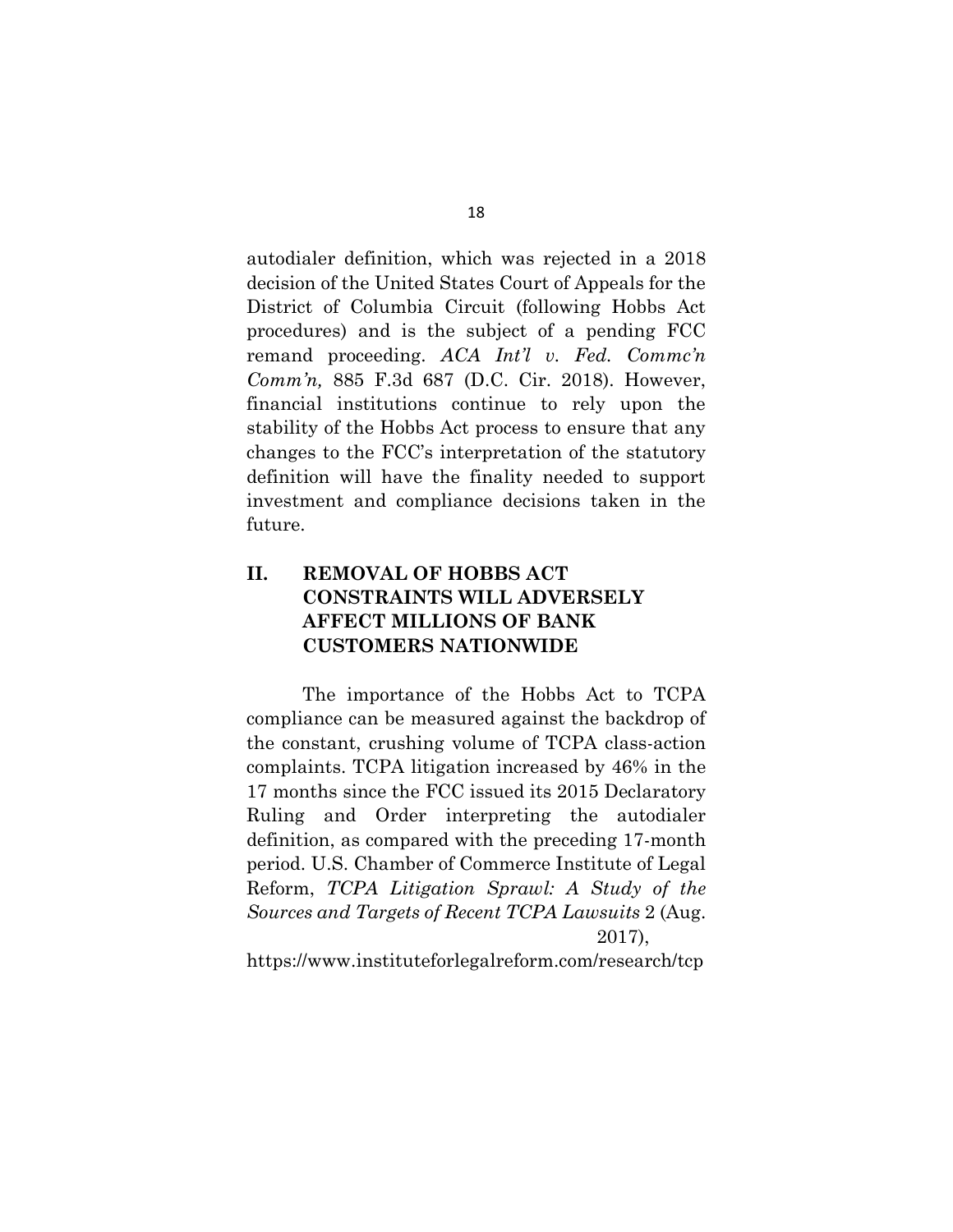autodialer definition, which was rejected in a 2018 decision of the United States Court of Appeals for the District of Columbia Circuit (following Hobbs Act procedures) and is the subject of a pending FCC remand proceeding. *ACA Int'l v. Fed. Commc'n Comm'n,* 885 F.3d 687 (D.C. Cir. 2018). However, financial institutions continue to rely upon the stability of the Hobbs Act process to ensure that any changes to the FCC's interpretation of the statutory definition will have the finality needed to support investment and compliance decisions taken in the future.

## II. REMOVAL OF HOBBS ACT CONSTRAINTS WILL ADVERSELY AFFECT MILLIONS OF BANK CUSTOMERS NATIONWIDE

The importance of the Hobbs Act to TCPA compliance can be measured against the backdrop of the constant, crushing volume of TCPA class-action complaints. TCPA litigation increased by 46% in the 17 months since the FCC issued its 2015 Declaratory Ruling and Order interpreting the autodialer definition, as compared with the preceding 17-month period. U.S. Chamber of Commerce Institute of Legal Reform, *TCPA Litigation Sprawl: A Study of the Sources and Targets of Recent TCPA Lawsuits* 2 (Aug. 2017), https://www.instituteforlegalreform.com/research/tcp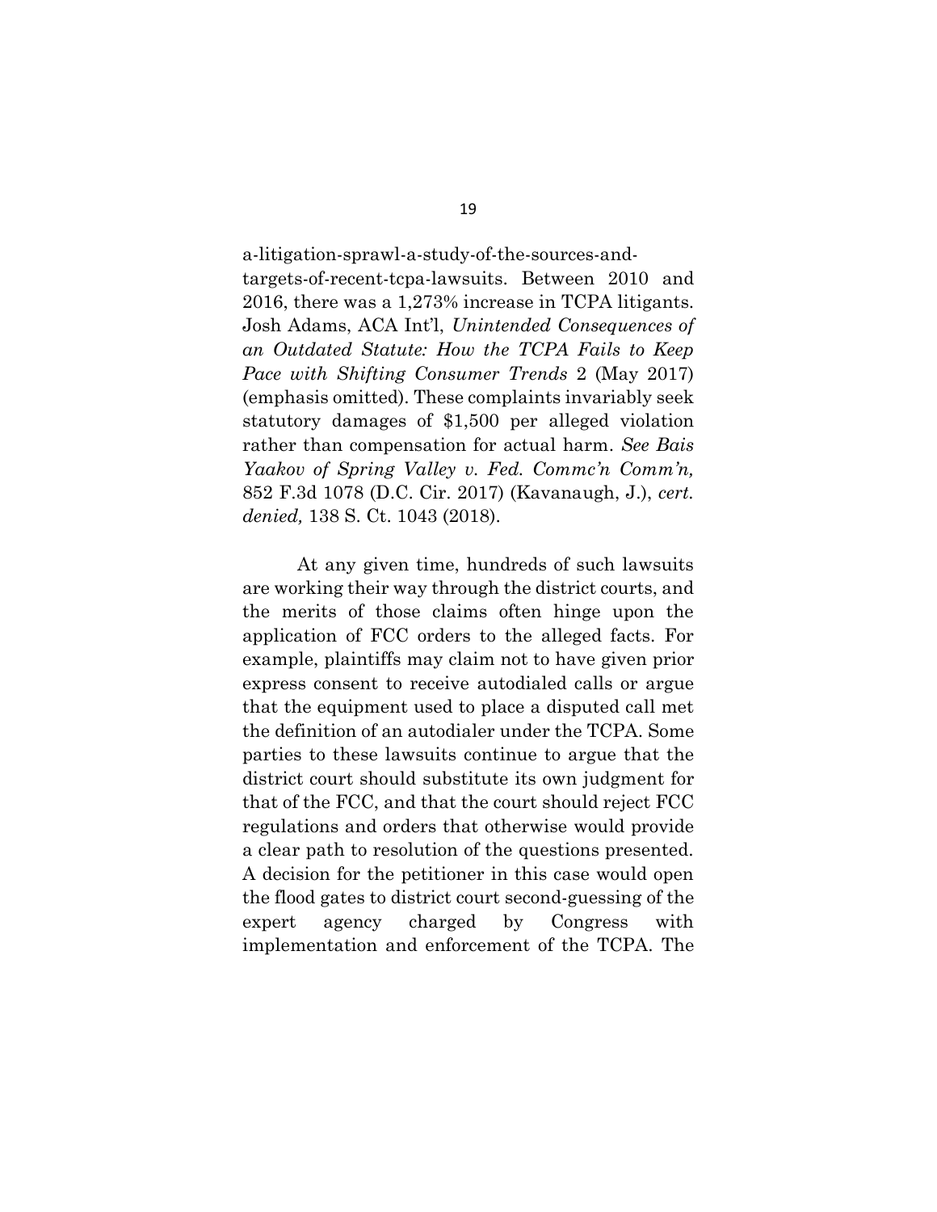a-litigation-sprawl-a-study-of-the-sources-and-targets-of-recent-tcpa-lawsuits. Between 2010 and 2016, there was a 1,273% increase in TCPA litigants. Josh Adams, ACA Int'l, *Unintended Consequences of an Outdated Statute: How the TCPA Fails to Keep Pace with Shifting Consumer Trends* 2 (May 2017) (emphasis omitted). These complaints invariably seek statutory damages of $1,500 per alleged violation rather than compensation for actual harm. *See Bais Yaakov of Spring Valley v. Fed. Commc'n Comm'n,* 852 F.3d 1078 (D.C. Cir. 2017) (Kavanaugh, J.), *cert. denied,* 138 S. Ct. 1043 (2018).

At any given time, hundreds of such lawsuits are working their way through the district courts, and the merits of those claims often hinge upon the application of FCC orders to the alleged facts. For example, plaintiffs may claim not to have given prior express consent to receive autodialed calls or argue that the equipment used to place a disputed call met the definition of an autodialer under the TCPA. Some parties to these lawsuits continue to argue that the district court should substitute its own judgment for that of the FCC, and that the court should reject FCC regulations and orders that otherwise would provide a clear path to resolution of the questions presented. A decision for the petitioner in this case would open the flood gates to district court second-guessing of the expert agency charged by Congress with implementation and enforcement of the TCPA. The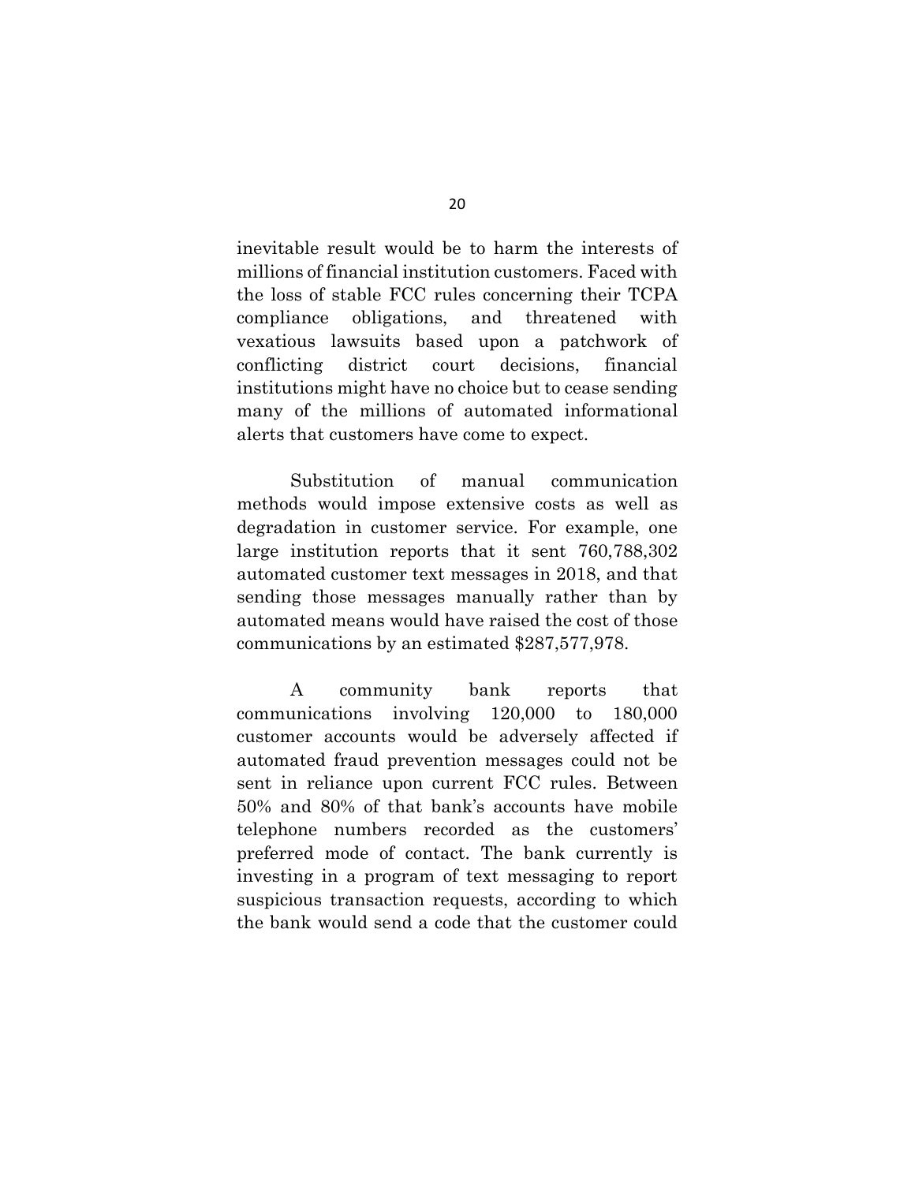inevitable result would be to harm the interests of millions of financial institution customers. Faced with the loss of stable FCC rules concerning their TCPA compliance obligations, and threatened with vexatious lawsuits based upon a patchwork of conflicting district court decisions, financial institutions might have no choice but to cease sending many of the millions of automated informational alerts that customers have come to expect.

Substitution of manual communication methods would impose extensive costs as well as degradation in customer service. For example, one large institution reports that it sent 760,788,302 automated customer text messages in 2018, and that sending those messages manually rather than by automated means would have raised the cost of those communications by an estimated $287,577,978.

A community bank reports that communications involving 120,000 to 180,000 customer accounts would be adversely affected if automated fraud prevention messages could not be sent in reliance upon current FCC rules. Between 50% and 80% of that bank's accounts have mobile telephone numbers recorded as the customers' preferred mode of contact. The bank currently is investing in a program of text messaging to report suspicious transaction requests, according to which the bank would send a code that the customer could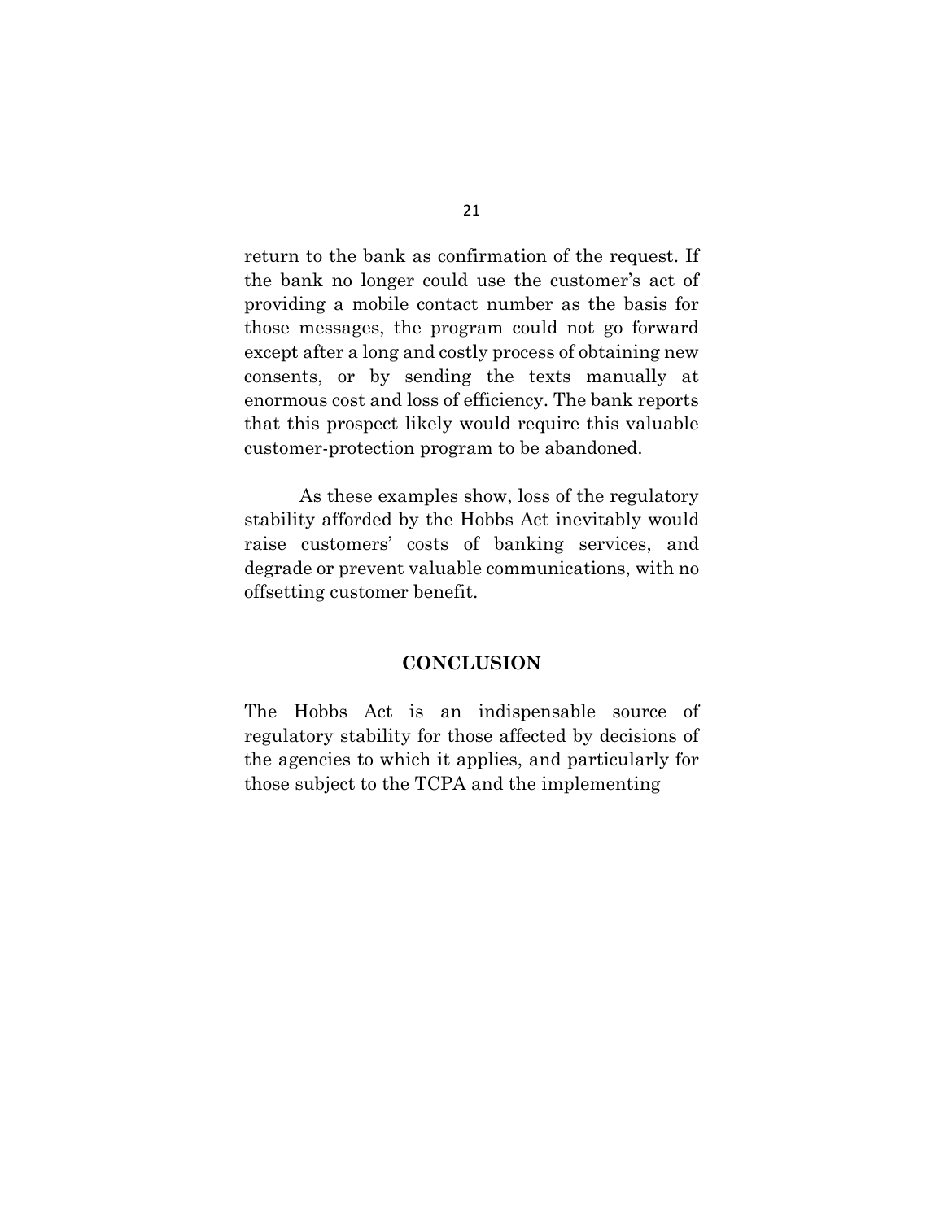return to the bank as confirmation of the request. If the bank no longer could use the customer's act of providing a mobile contact number as the basis for those messages, the program could not go forward except after a long and costly process of obtaining new consents, or by sending the texts manually at enormous cost and loss of efficiency. The bank reports that this prospect likely would require this valuable customer-protection program to be abandoned.

As these examples show, loss of the regulatory stability afforded by the Hobbs Act inevitably would raise customers' costs of banking services, and degrade or prevent valuable communications, with no offsetting customer benefit.

## CONCLUSION

The Hobbs Act is an indispensable source of regulatory stability for those affected by decisions of the agencies to which it applies, and particularly for those subject to the TCPA and the implementing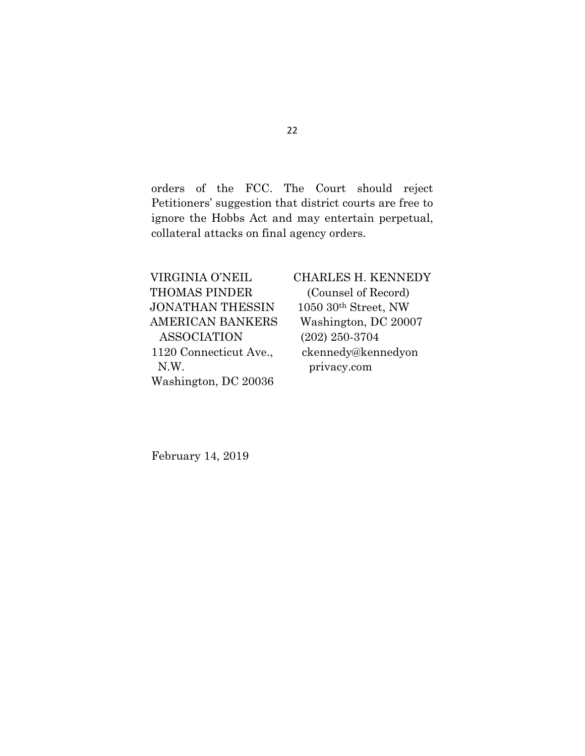orders of the FCC. The Court should reject Petitioners' suggestion that district courts are free to ignore the Hobbs Act and may entertain perpetual, collateral attacks on final agency orders.

CHARLES H. KENNEDY
(Counsel of Record)
1050 30th Street, NW
Washington, DC 20007
(202) 250-3704
ckennedy@kennedyonprivacy.com

VIRGINIA O'NEIL
THOMAS PINDER
JONATHAN THESSIN
AMERICAN BANKERS ASSOCIATION
1120 Connecticut Ave., N.W.
Washington, DC 20036

February 14, 2019